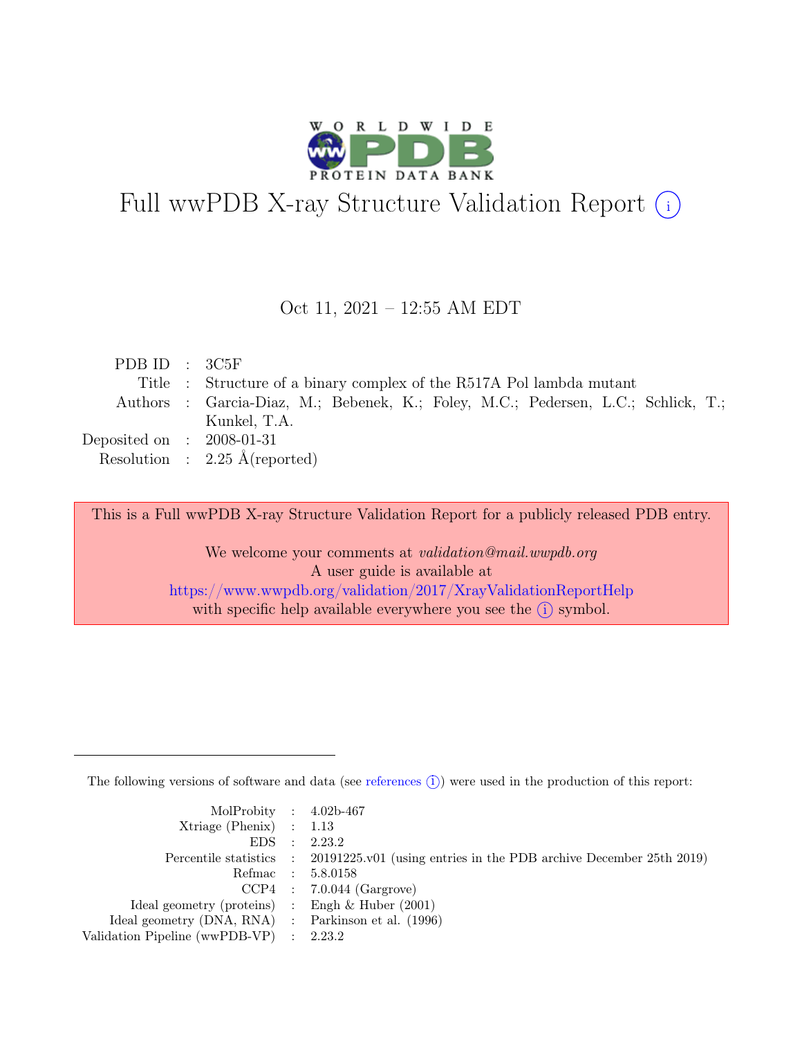# Full wwPDB X-ray Structure Validation Report (i)

Oct 11, 2021 – 12:55 AM EDT

| | | |
|---|---|---|
| PDB ID | : | 3C5F |
| Title | : | Structure of a binary complex of the R517A Pol lambda mutant |
| Authors | : | Garcia-Diaz, M.; Bebenek, K.; Foley, M.C.; Pedersen, L.C.; Schlick, T.; Kunkel, T.A. |
| Deposited on | : | 2008-01-31 |
| Resolution | : | 2.25 Å(reported) |

This is a Full wwPDB X-ray Structure Validation Report for a publicly released PDB entry.

We welcome your comments at *validation@mail.wwpdb.org*
A user guide is available at
https://www.wwpdb.org/validation/2017/XrayValidationReportHelp
with specific help available everywhere you see the (i) symbol.

---

The following versions of software and data (see references (i)) were used in the production of this report:

| | | |
|---|---|---|
| MolProbity | : | 4.02b-467 |
| Xtriage (Phenix) | : | 1.13 |
| EDS | : | 2.23.2 |
| Percentile statistics | : | 20191225.v01 (using entries in the PDB archive December 25th 2019) |
| Refmac | : | 5.8.0158 |
| CCP4 | : | 7.0.044 (Gargrove) |
| Ideal geometry (proteins) | : | Engh & Huber (2001) |
| Ideal geometry (DNA, RNA) | : | Parkinson et al. (1996) |
| Validation Pipeline (wwPDB-VP) | : | 2.23.2 |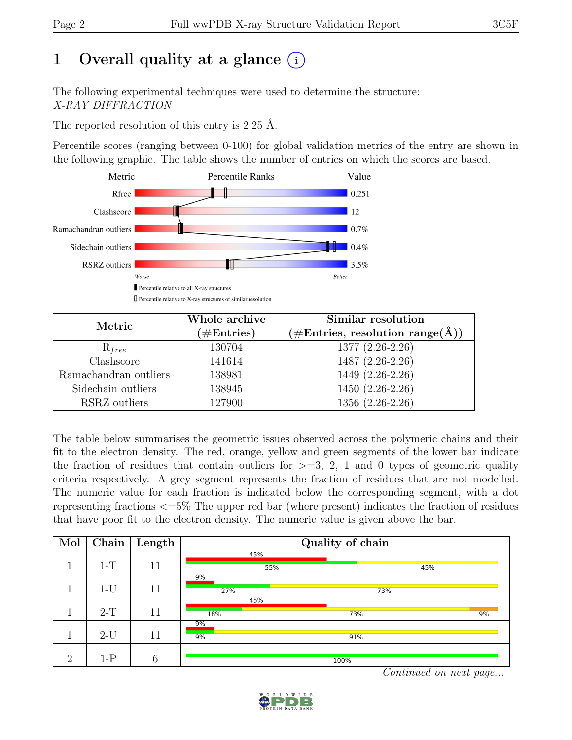# 1 Overall quality at a glance (i)

The following experimental techniques were used to determine the structure:
*X-RAY DIFFRACTION*

The reported resolution of this entry is 2.25 Å.

Percentile scores (ranging between 0-100) for global validation metrics of the entry are shown in the following graphic. The table shows the number of entries on which the scores are based.

| Metric | Value |
|---|---|
| Rfree | 0.251 |
| Clashscore | 12 |
| Ramachandran outliers | 0.7% |
| Sidechain outliers | 0.4% |
| RSRZ outliers | 3.5% |

Worse — Better

▮ Percentile relative to all X-ray structures
▯ Percentile relative to X-ray structures of similar resolution

| Metric | Whole archive (#Entries) | Similar resolution (#Entries, resolution range(Å)) |
|---|---|---|
| $R_{free}$ | 130704 | 1377 (2.26-2.26) |
| Clashscore | 141614 | 1487 (2.26-2.26) |
| Ramachandran outliers | 138981 | 1449 (2.26-2.26) |
| Sidechain outliers | 138945 | 1450 (2.26-2.26) |
| RSRZ outliers | 127900 | 1356 (2.26-2.26) |

The table below summarises the geometric issues observed across the polymeric chains and their fit to the electron density. The red, orange, yellow and green segments of the lower bar indicate the fraction of residues that contain outliers for >=3, 2, 1 and 0 types of geometric quality criteria respectively. A grey segment represents the fraction of residues that are not modelled. The numeric value for each fraction is indicated below the corresponding segment, with a dot representing fractions <=5% The upper red bar (where present) indicates the fraction of residues that have poor fit to the electron density. The numeric value is given above the bar.

| Mol | Chain | Length | Quality of chain |
|---|---|---|---|
| 1 | 1-T | 11 | 45% (poor density); 55% green, 45% yellow |
| 1 | 1-U | 11 | 9% (poor density); 27% green, 73% yellow |
| 1 | 2-T | 11 | 45% (poor density); 18% green, 73% yellow, 9% orange |
| 1 | 2-U | 11 | 9% (poor density); 9% green, 91% yellow |
| 2 | 1-P | 6 | 100% green |

*Continued on next page...*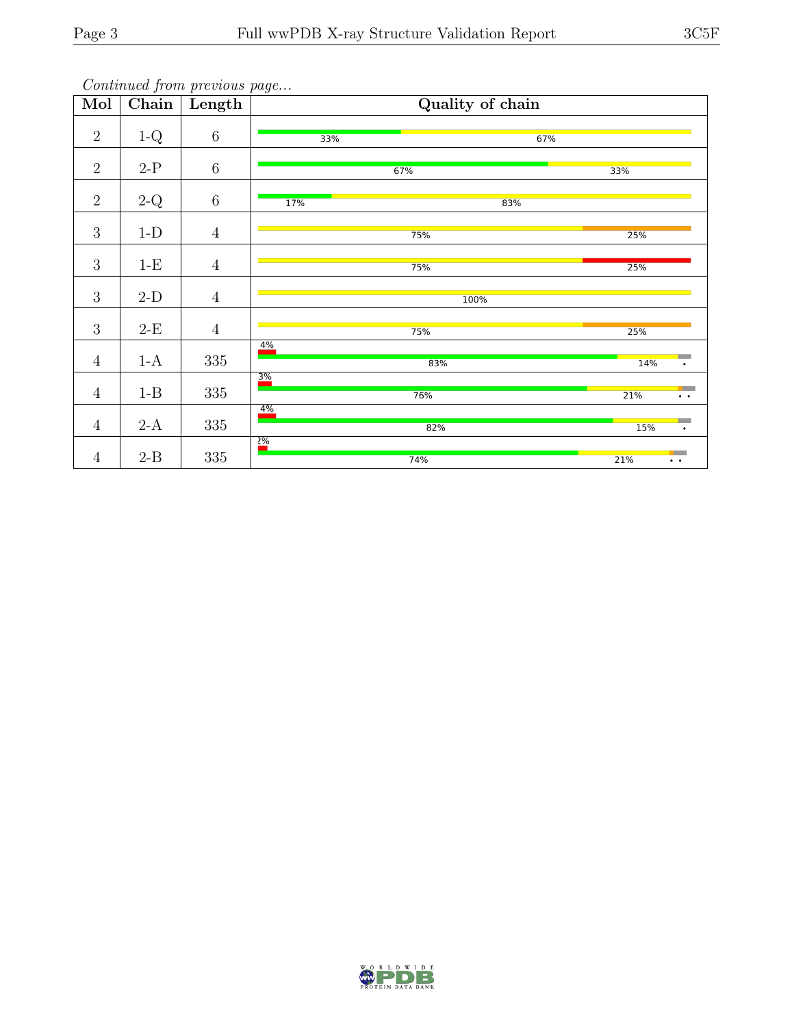*Continued from previous page...*

| Mol | Chain | Length | Quality of chain |
|---|---|---|---|
| 2 | 1-Q | 6 | 33% 67% |
| 2 | 2-P | 6 | 67% 33% |
| 2 | 2-Q | 6 | 17% 83% |
| 3 | 1-D | 4 | 75% 25% |
| 3 | 1-E | 4 | 75% 25% |
| 3 | 2-D | 4 | 100% |
| 3 | 2-E | 4 | 75% 25% |
| 4 | 1-A | 335 | 4% 83% 14% • |
| 4 | 1-B | 335 | 3% 76% 21% • • |
| 4 | 2-A | 335 | 4% 82% 15% • |
| 4 | 2-B | 335 | 2% 74% 21% • • |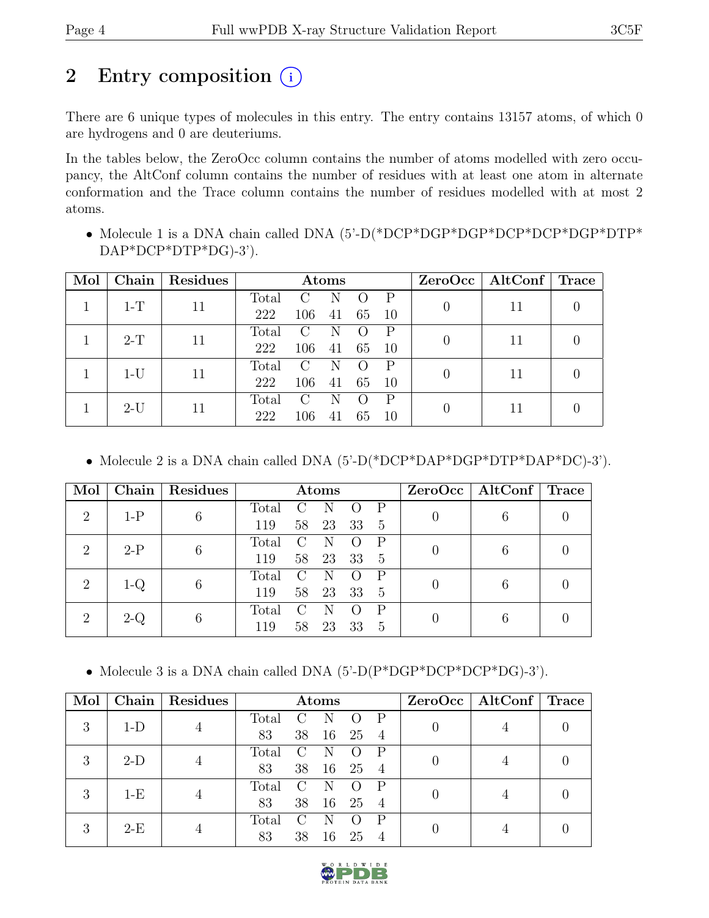# 2 Entry composition

There are 6 unique types of molecules in this entry. The entry contains 13157 atoms, of which 0 are hydrogens and 0 are deuteriums.

In the tables below, the ZeroOcc column contains the number of atoms modelled with zero occupancy, the AltConf column contains the number of residues with at least one atom in alternate conformation and the Trace column contains the number of residues modelled with at most 2 atoms.

- Molecule 1 is a DNA chain called DNA (5'-D(*DCP*DGP*DGP*DCP*DCP*DGP*DTP*DAP*DCP*DTP*DG)-3').

| Mol | Chain | Residues | Atoms | | | | | ZeroOcc | AltConf | Trace |
|---|---|---|---|---|---|---|---|---|---|---|
| 1 | 1-T | 11 | Total 222 | C 106 | N 41 | O 65 | P 10 | 0 | 11 | 0 |
| 1 | 2-T | 11 | Total 222 | C 106 | N 41 | O 65 | P 10 | 0 | 11 | 0 |
| 1 | 1-U | 11 | Total 222 | C 106 | N 41 | O 65 | P 10 | 0 | 11 | 0 |
| 1 | 2-U | 11 | Total 222 | C 106 | N 41 | O 65 | P 10 | 0 | 11 | 0 |

- Molecule 2 is a DNA chain called DNA (5'-D(*DCP*DAP*DGP*DTP*DAP*DC)-3').

| Mol | Chain | Residues | Atoms | | | | | ZeroOcc | AltConf | Trace |
|---|---|---|---|---|---|---|---|---|---|---|
| 2 | 1-P | 6 | Total 119 | C 58 | N 23 | O 33 | P 5 | 0 | 6 | 0 |
| 2 | 2-P | 6 | Total 119 | C 58 | N 23 | O 33 | P 5 | 0 | 6 | 0 |
| 2 | 1-Q | 6 | Total 119 | C 58 | N 23 | O 33 | P 5 | 0 | 6 | 0 |
| 2 | 2-Q | 6 | Total 119 | C 58 | N 23 | O 33 | P 5 | 0 | 6 | 0 |

- Molecule 3 is a DNA chain called DNA (5'-D(P*DGP*DCP*DCP*DG)-3').

| Mol | Chain | Residues | Atoms | | | | | ZeroOcc | AltConf | Trace |
|---|---|---|---|---|---|---|---|---|---|---|
| 3 | 1-D | 4 | Total 83 | C 38 | N 16 | O 25 | P 4 | 0 | 4 | 0 |
| 3 | 2-D | 4 | Total 83 | C 38 | N 16 | O 25 | P 4 | 0 | 4 | 0 |
| 3 | 1-E | 4 | Total 83 | C 38 | N 16 | O 25 | P 4 | 0 | 4 | 0 |
| 3 | 2-E | 4 | Total 83 | C 38 | N 16 | O 25 | P 4 | 0 | 4 | 0 |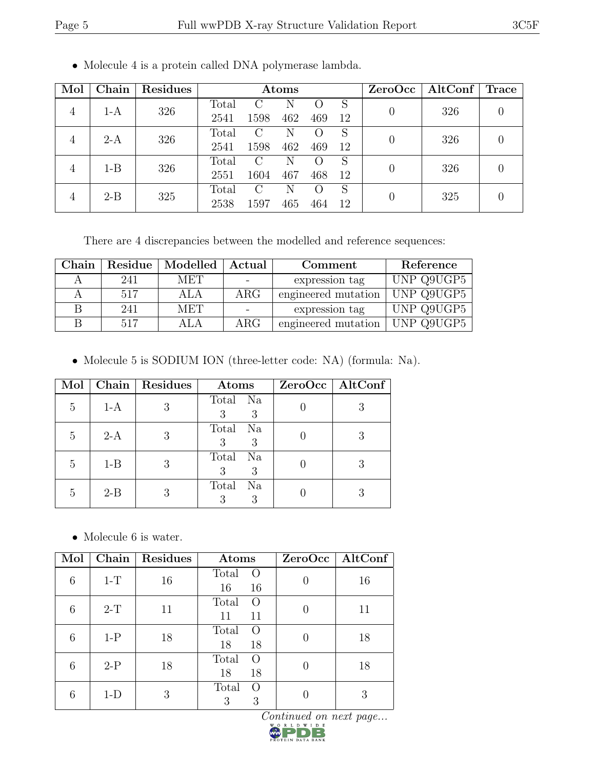- Molecule 4 is a protein called DNA polymerase lambda.

| Mol | Chain | Residues | Atoms | | | | | ZeroOcc | AltConf | Trace |
|---|---|---|---|---|---|---|---|---|---|---|
| 4 | 1-A | 326 | Total<br>2541 | C<br>1598 | N<br>462 | O<br>469 | S<br>12 | 0 | 326 | 0 |
| 4 | 2-A | 326 | Total<br>2541 | C<br>1598 | N<br>462 | O<br>469 | S<br>12 | 0 | 326 | 0 |
| 4 | 1-B | 326 | Total<br>2551 | C<br>1604 | N<br>467 | O<br>468 | S<br>12 | 0 | 326 | 0 |
| 4 | 2-B | 325 | Total<br>2538 | C<br>1597 | N<br>465 | O<br>464 | S<br>12 | 0 | 325 | 0 |

There are 4 discrepancies between the modelled and reference sequences:

| Chain | Residue | Modelled | Actual | Comment | Reference |
|---|---|---|---|---|---|
| A | 241 | MET | - | expression tag | UNP Q9UGP5 |
| A | 517 | ALA | ARG | engineered mutation | UNP Q9UGP5 |
| B | 241 | MET | - | expression tag | UNP Q9UGP5 |
| B | 517 | ALA | ARG | engineered mutation | UNP Q9UGP5 |

- Molecule 5 is SODIUM ION (three-letter code: NA) (formula: Na).

| Mol | Chain | Residues | Atoms | | ZeroOcc | AltConf |
|---|---|---|---|---|---|---|
| 5 | 1-A | 3 | Total<br>3 | Na<br>3 | 0 | 3 |
| 5 | 2-A | 3 | Total<br>3 | Na<br>3 | 0 | 3 |
| 5 | 1-B | 3 | Total<br>3 | Na<br>3 | 0 | 3 |
| 5 | 2-B | 3 | Total<br>3 | Na<br>3 | 0 | 3 |

- Molecule 6 is water.

| Mol | Chain | Residues | Atoms | | ZeroOcc | AltConf |
|---|---|---|---|---|---|---|
| 6 | 1-T | 16 | Total<br>16 | O<br>16 | 0 | 16 |
| 6 | 2-T | 11 | Total<br>11 | O<br>11 | 0 | 11 |
| 6 | 1-P | 18 | Total<br>18 | O<br>18 | 0 | 18 |
| 6 | 2-P | 18 | Total<br>18 | O<br>18 | 0 | 18 |
| 6 | 1-D | 3 | Total<br>3 | O<br>3 | 0 | 3 |

*Continued on next page...*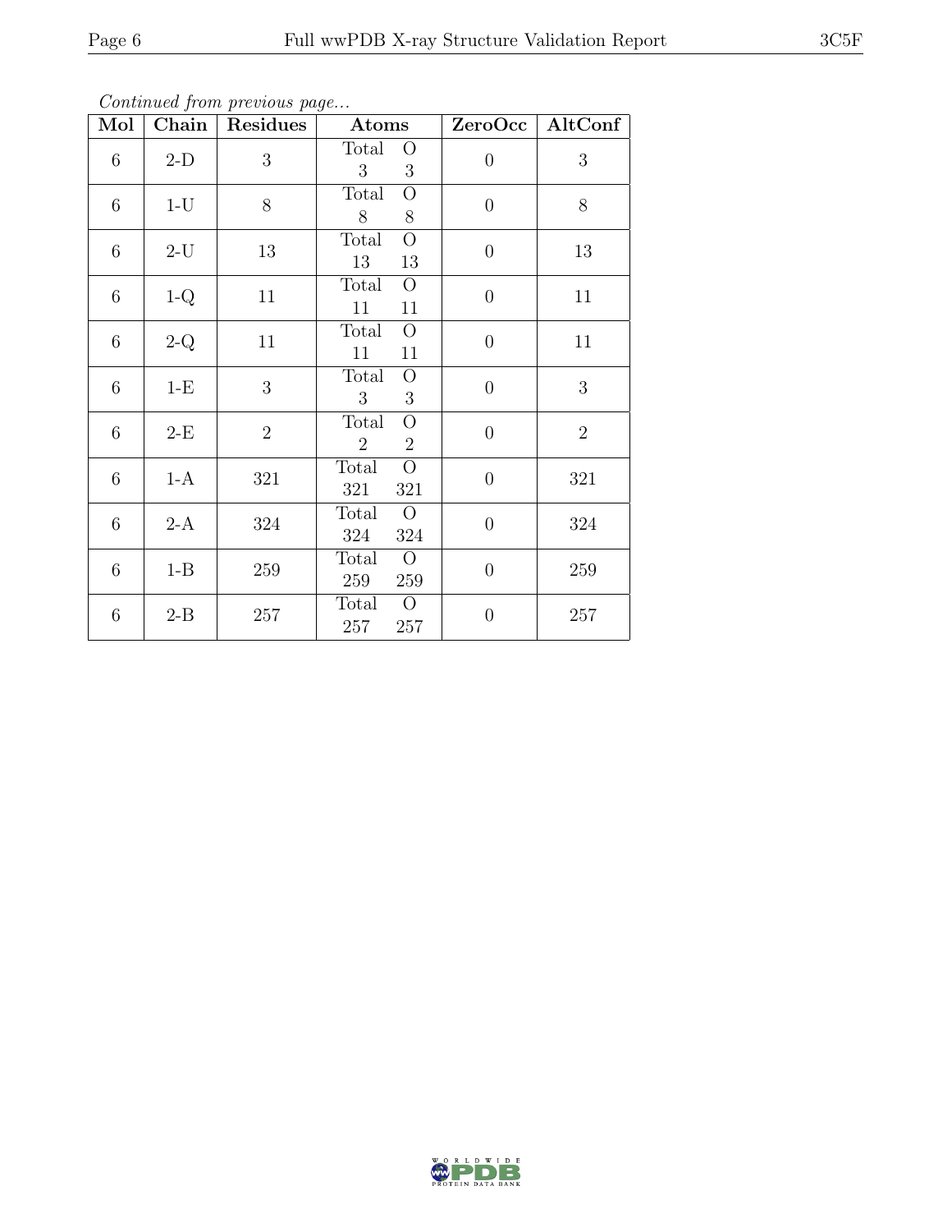*Continued from previous page...*

| Mol | Chain | Residues | Atoms | | ZeroOcc | AltConf |
|---|---|---|---|---|---|---|
| 6 | 2-D | 3 | Total<br>3 | O<br>3 | 0 | 3 |
| 6 | 1-U | 8 | Total<br>8 | O<br>8 | 0 | 8 |
| 6 | 2-U | 13 | Total<br>13 | O<br>13 | 0 | 13 |
| 6 | 1-Q | 11 | Total<br>11 | O<br>11 | 0 | 11 |
| 6 | 2-Q | 11 | Total<br>11 | O<br>11 | 0 | 11 |
| 6 | 1-E | 3 | Total<br>3 | O<br>3 | 0 | 3 |
| 6 | 2-E | 2 | Total<br>2 | O<br>2 | 0 | 2 |
| 6 | 1-A | 321 | Total<br>321 | O<br>321 | 0 | 321 |
| 6 | 2-A | 324 | Total<br>324 | O<br>324 | 0 | 324 |
| 6 | 1-B | 259 | Total<br>259 | O<br>259 | 0 | 259 |
| 6 | 2-B | 257 | Total<br>257 | O<br>257 | 0 | 257 |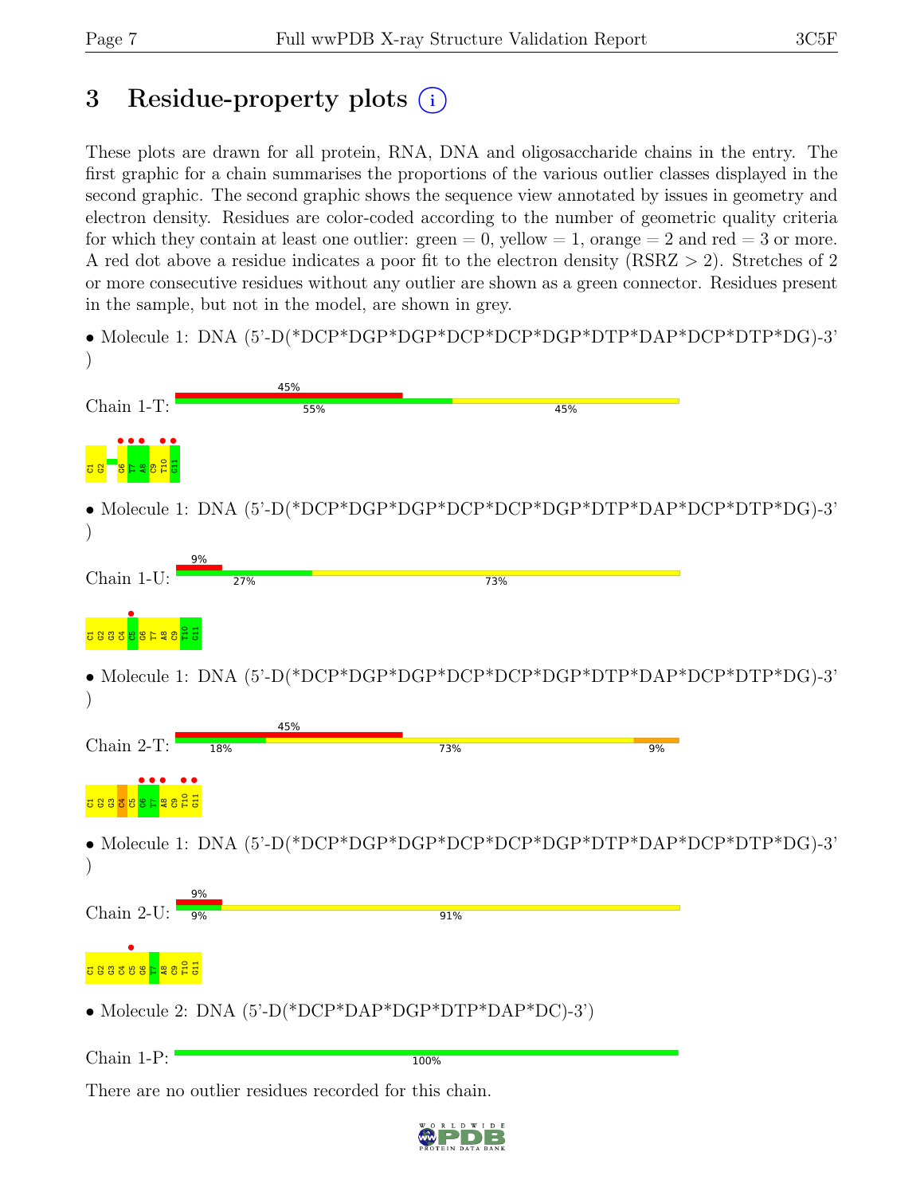# 3 Residue-property plots

These plots are drawn for all protein, RNA, DNA and oligosaccharide chains in the entry. The first graphic for a chain summarises the proportions of the various outlier classes displayed in the second graphic. The second graphic shows the sequence view annotated by issues in geometry and electron density. Residues are color-coded according to the number of geometric quality criteria for which they contain at least one outlier: green = 0, yellow = 1, orange = 2 and red = 3 or more. A red dot above a residue indicates a poor fit to the electron density (RSRZ > 2). Stretches of 2 or more consecutive residues without any outlier are shown as a green connector. Residues present in the sample, but not in the model, are shown in grey.

- Molecule 1: DNA (5'-D(*DCP*DGP*DGP*DCP*DCP*DGP*DTP*DAP*DCP*DTP*DG)-3')

Chain 1-T: 45% | 55% | 45%

C1 G2 G6 T7 A8 C9 T10 G11

- Molecule 1: DNA (5'-D(*DCP*DGP*DGP*DCP*DCP*DGP*DTP*DAP*DCP*DTP*DG)-3')

Chain 1-U: 9% | 27% | 73%

C1 G2 G3 C4 C5 G6 T7 A8 C9 T10 G11

- Molecule 1: DNA (5'-D(*DCP*DGP*DGP*DCP*DCP*DGP*DTP*DAP*DCP*DTP*DG)-3')

Chain 2-T: 45% | 18% | 73% | 9%

C1 G2 G3 C4 C5 G6 T7 A8 C9 T10 G11

- Molecule 1: DNA (5'-D(*DCP*DGP*DGP*DCP*DCP*DGP*DTP*DAP*DCP*DTP*DG)-3')

Chain 2-U: 9% | 9% | 91%

C1 G2 G3 C4 C5 G6 T7 A8 C9 T10 G11

- Molecule 2: DNA (5'-D(*DCP*DAP*DGP*DTP*DAP*DC)-3')

Chain 1-P: 100%

There are no outlier residues recorded for this chain.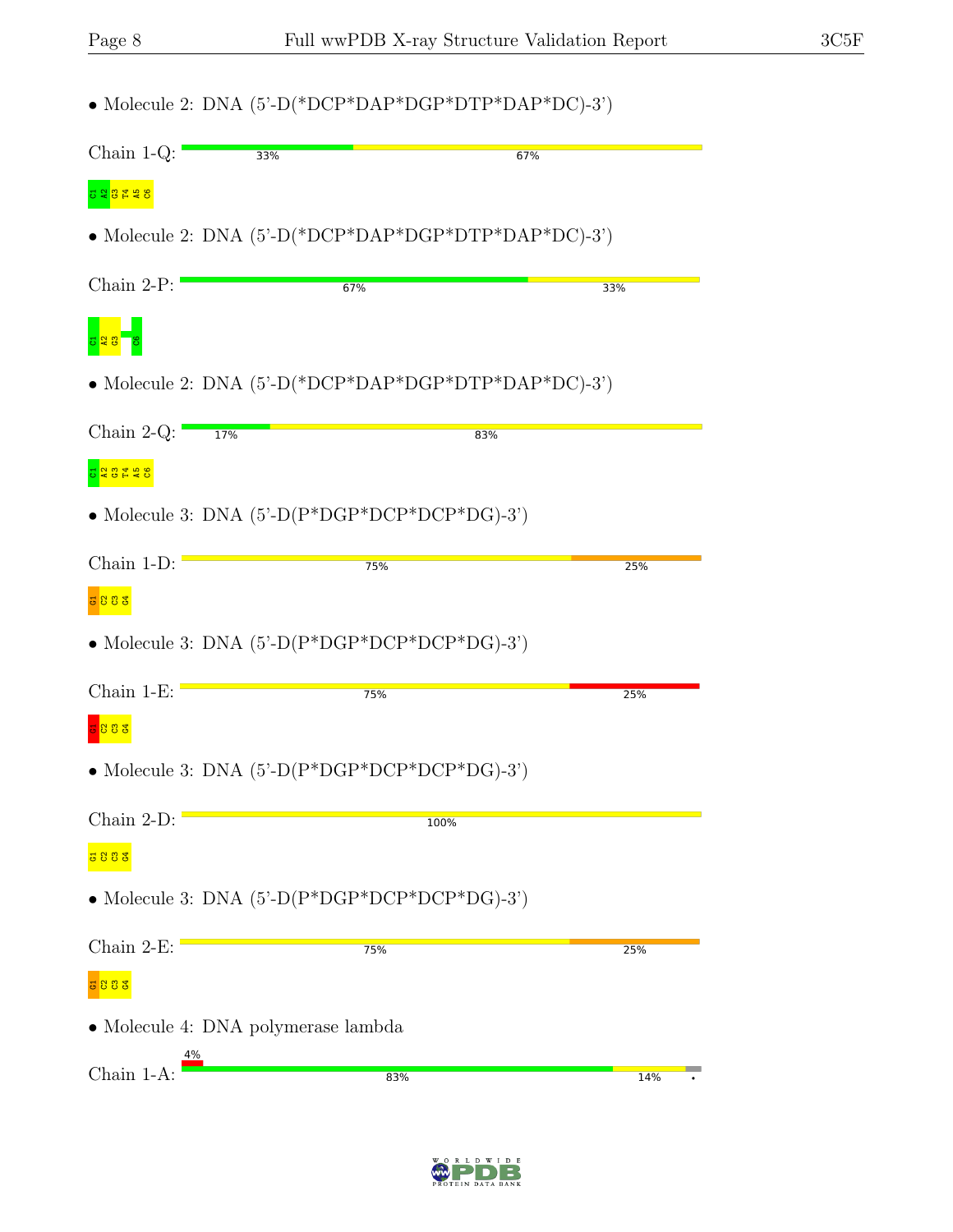• Molecule 2: DNA (5'-D(*DCP*DAP*DGP*DTP*DAP*DC)-3')

Chain 1-Q: 33% 67%

C1 A2 G3 T4 A5 C6

• Molecule 2: DNA (5'-D(*DCP*DAP*DGP*DTP*DAP*DC)-3')

Chain 2-P: 67% 33%

C1 A2 G3 C6

• Molecule 2: DNA (5'-D(*DCP*DAP*DGP*DTP*DAP*DC)-3')

Chain 2-Q: 17% 83%

C1 A2 G3 T4 A5 C6

• Molecule 3: DNA (5'-D(P*DGP*DCP*DCP*DG)-3')

Chain 1-D: 75% 25%

G1 C2 C3 G4

• Molecule 3: DNA (5'-D(P*DGP*DCP*DCP*DG)-3')

Chain 1-E: 75% 25%

G1 C2 C3 G4

• Molecule 3: DNA (5'-D(P*DGP*DCP*DCP*DG)-3')

Chain 2-D: 100%

G1 C2 C3 G4

• Molecule 3: DNA (5'-D(P*DGP*DCP*DCP*DG)-3')

Chain 2-E: 75% 25%

G1 C2 C3 G4

• Molecule 4: DNA polymerase lambda

Chain 1-A: 4% 83% 14% •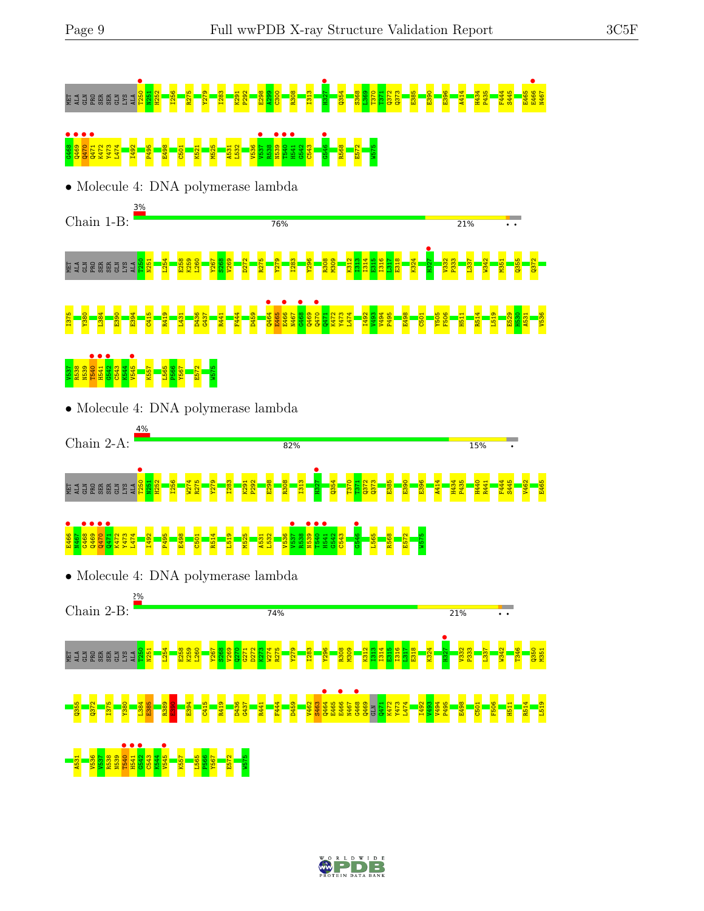MET ALA GLN PRO SER SER GLN LYS ALA T250 N251 H252 I256 R275 Y279 I283 K291 P292 E298 A299 C300 R308 I313 H327 Q354 S368 L369 T370 T371 Q372 Q373 E385 E390 E396 A414 H434 P435 F444 S445 E465 E466 N467

G468 Q469 Q470 Q471 K472 Y473 L474 I492 P495 E498 C501 K521 M525 A531 L532 V536 V537 R538 N539 T540 H541 G542 C543 G546 R568 E572 W575

• Molecule 4: DNA polymerase lambda

Chain 1-B: 3% | 76% | 21%

MET ALA GLN PRO SER SER GLN LYS ALA T250 N251 L254 E258 K259 L260 Y267 S268 V269 D272 R275 Y279 I283 Y296 R308 M309 K312 I313 I314 E315 I316 L317 E318 K324 H327 V332 P333 L337 W342 M351 Q355 Q372

I375 Y380 L384 E390 E394 C415 R419 L431 D436 G437 R441 F444 D459 Q464 E465 E466 N467 G468 Q469 Q470 Q471 K472 Y473 L474 I492 V493 V494 P495 E498 C501 Y505 F506 H511 R514 L519 E529 H530 A531 V536

V537 R538 N539 T540 H541 G542 C543 K544 V545 K557 L565 P566 Y567 E572 W575

• Molecule 4: DNA polymerase lambda

Chain 2-A: 4% | 82% | 15%

MET ALA GLN PRO SER SER GLN LYS ALA T250 N251 H252 I256 W274 R275 Y279 I283 K291 P292 E298 R308 I313 H327 Q354 T370 T371 Q372 Q373 E385 E390 E396 A414 H434 P435 H440 R441 F444 S445 V462 E465

E466 N467 G468 Q469 Q470 Q471 K472 Y473 L474 I492 P495 E498 C501 R514 L519 M525 A531 L532 V536 V537 R538 N539 T540 H541 G542 C543 G546 L565 R568 E572 W575

• Molecule 4: DNA polymerase lambda

Chain 2-B: 2% | 74% | 21%

MET ALA GLN PRO SER SER GLN LYS ALA T250 N251 L254 E258 K259 L260 Y267 S268 V269 Q270 G271 D272 K273 W274 R275 Y279 I283 Y296 R308 M309 K312 I313 I314 E315 I316 L317 E318 K324 H327 V332 P333 L337 W342 T346 Q350 M351

Q355 Q372 I375 Y380 L384 E385 R389 E390 E394 C415 R419 D436 G437 R441 F444 D459 V462 S463 Q464 E465 E466 N467 G468 Q469 GLN Q471 K472 Y473 L474 I492 V493 V494 P495 E498 C501 F506 H511 R514 L519

A531 V536 V537 R538 N539 T540 H541 G542 C543 K544 V545 K557 L565 P566 Y567 E572 W575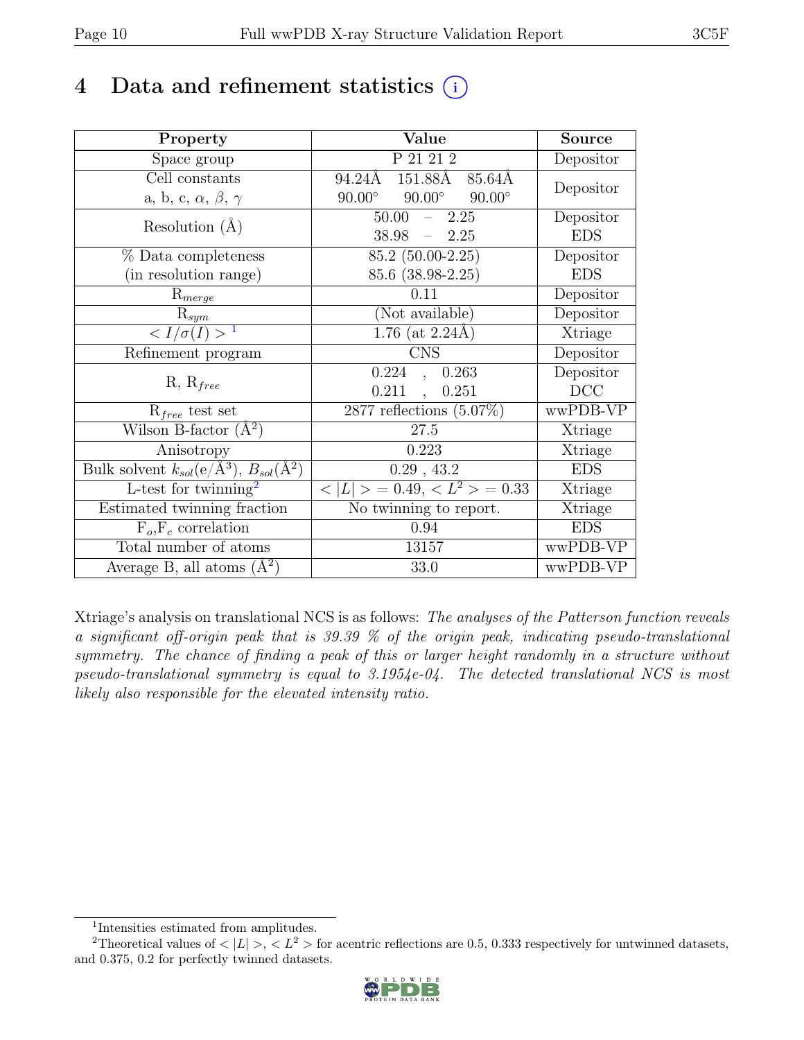# 4 Data and refinement statistics

| Property | Value | Source |
|---|---|---|
| Space group | P 21 21 2 | Depositor |
| Cell constants<br>a, b, c, $\alpha$, $\beta$, $\gamma$ | 94.24Å 151.88Å 85.64Å<br>90.00° 90.00° 90.00° | Depositor |
| Resolution (Å) | 50.00 – 2.25<br>38.98 – 2.25 | Depositor<br>EDS |
| % Data completeness<br>(in resolution range) | 85.2 (50.00-2.25)<br>85.6 (38.98-2.25) | Depositor<br>EDS |
| $R_{merge}$ | 0.11 | Depositor |
| $R_{sym}$ | (Not available) | Depositor |
| $< I/\sigma(I) >$ [1] | 1.76 (at 2.24Å) | Xtriage |
| Refinement program | CNS | Depositor |
| R, $R_{free}$ | 0.224 , 0.263<br>0.211 , 0.251 | Depositor<br>DCC |
| $R_{free}$ test set | 2877 reflections (5.07%) | wwPDB-VP |
| Wilson B-factor (Å$^2$) | 27.5 | Xtriage |
| Anisotropy | 0.223 | Xtriage |
| Bulk solvent $k_{sol}$(e/Å$^3$), $B_{sol}$(Å$^2$) | 0.29 , 43.2 | EDS |
| L-test for twinning[2] | $< \|L\| >= 0.49$, $< L^2 >= 0.33$ | Xtriage |
| Estimated twinning fraction | No twinning to report. | Xtriage |
| $F_o$,$F_c$ correlation | 0.94 | EDS |
| Total number of atoms | 13157 | wwPDB-VP |
| Average B, all atoms (Å$^2$) | 33.0 | wwPDB-VP |

Xtriage's analysis on translational NCS is as follows: *The analyses of the Patterson function reveals a significant off-origin peak that is 39.39 % of the origin peak, indicating pseudo-translational symmetry. The chance of finding a peak of this or larger height randomly in a structure without pseudo-translational symmetry is equal to 3.1954e-04. The detected translational NCS is most likely also responsible for the elevated intensity ratio.*

[1] Intensities estimated from amplitudes.

[2] Theoretical values of $< |L| >$, $< L^2 >$ for acentric reflections are 0.5, 0.333 respectively for untwinned datasets, and 0.375, 0.2 for perfectly twinned datasets.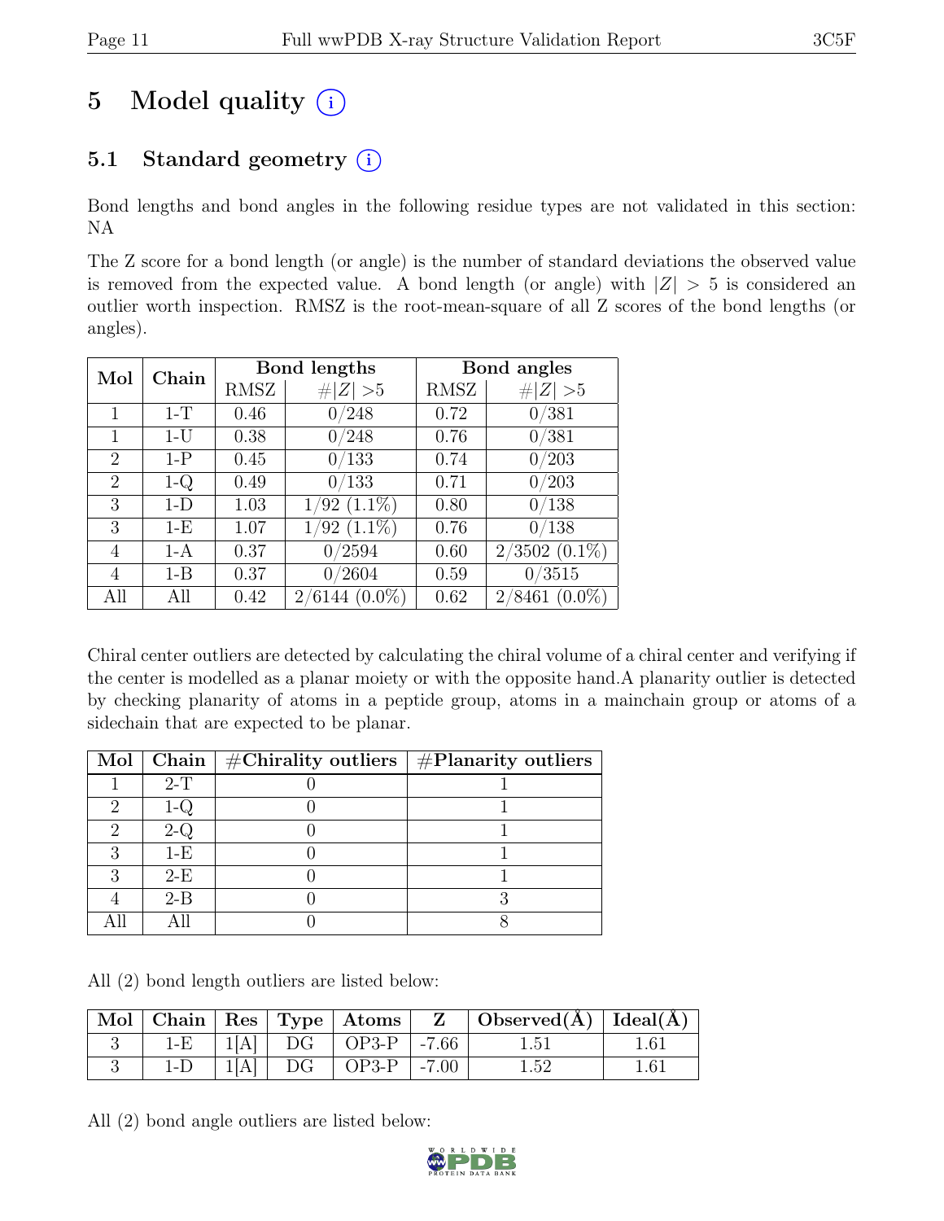# 5 Model quality (i)

## 5.1 Standard geometry (i)

Bond lengths and bond angles in the following residue types are not validated in this section: NA

The Z score for a bond length (or angle) is the number of standard deviations the observed value is removed from the expected value. A bond length (or angle) with $|Z| > 5$ is considered an outlier worth inspection. RMSZ is the root-mean-square of all Z scores of the bond lengths (or angles).

| Mol | Chain | Bond lengths | | Bond angles | |
|---|---|---|---|---|---|
| | | RMSZ | $\#\|Z\| > 5$ | RMSZ | $\#\|Z\| > 5$ |
| 1 | 1-T | 0.46 | 0/248 | 0.72 | 0/381 |
| 1 | 1-U | 0.38 | 0/248 | 0.76 | 0/381 |
| 2 | 1-P | 0.45 | 0/133 | 0.74 | 0/203 |
| 2 | 1-Q | 0.49 | 0/133 | 0.71 | 0/203 |
| 3 | 1-D | 1.03 | 1/92 (1.1%) | 0.80 | 0/138 |
| 3 | 1-E | 1.07 | 1/92 (1.1%) | 0.76 | 0/138 |
| 4 | 1-A | 0.37 | 0/2594 | 0.60 | 2/3502 (0.1%) |
| 4 | 1-B | 0.37 | 0/2604 | 0.59 | 0/3515 |
| All | All | 0.42 | 2/6144 (0.0%) | 0.62 | 2/8461 (0.0%) |

Chiral center outliers are detected by calculating the chiral volume of a chiral center and verifying if the center is modelled as a planar moiety or with the opposite hand.A planarity outlier is detected by checking planarity of atoms in a peptide group, atoms in a mainchain group or atoms of a sidechain that are expected to be planar.

| Mol | Chain | #Chirality outliers | #Planarity outliers |
|---|---|---|---|
| 1 | 2-T | 0 | 1 |
| 2 | 1-Q | 0 | 1 |
| 2 | 2-Q | 0 | 1 |
| 3 | 1-E | 0 | 1 |
| 3 | 2-E | 0 | 1 |
| 4 | 2-B | 0 | 3 |
| All | All | 0 | 8 |

All (2) bond length outliers are listed below:

| Mol | Chain | Res | Type | Atoms | Z | Observed(Å) | Ideal(Å) |
|---|---|---|---|---|---|---|---|
| 3 | 1-E | 1[A] | DG | OP3-P | -7.66 | 1.51 | 1.61 |
| 3 | 1-D | 1[A] | DG | OP3-P | -7.00 | 1.52 | 1.61 |

All (2) bond angle outliers are listed below: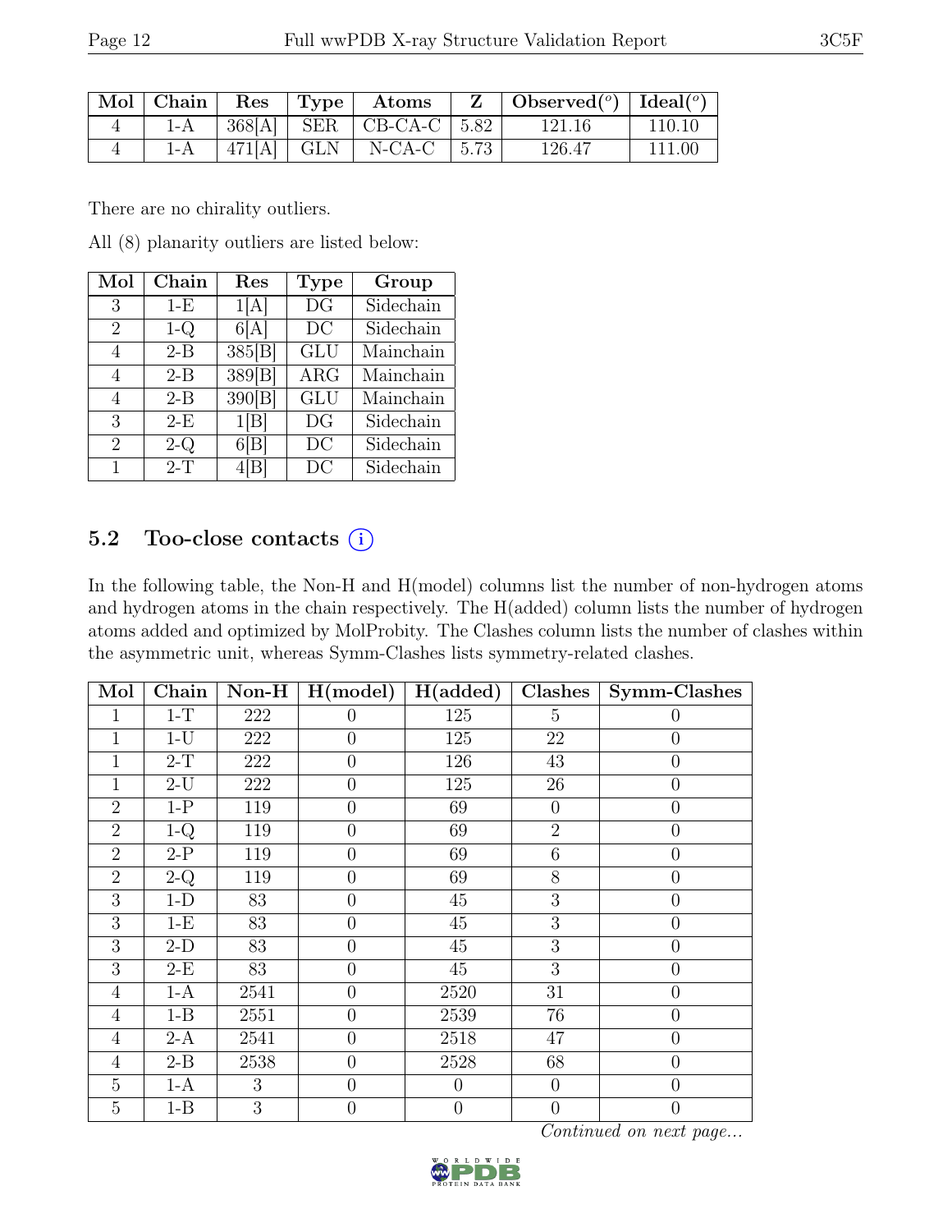| Mol | Chain | Res | Type | Atoms | Z | Observed(°) | Ideal(°) |
|---|---|---|---|---|---|---|---|
| 4 | 1-A | 368[A] | SER | CB-CA-C | 5.82 | 121.16 | 110.10 |
| 4 | 1-A | 471[A] | GLN | N-CA-C | 5.73 | 126.47 | 111.00 |

There are no chirality outliers.

All (8) planarity outliers are listed below:

| Mol | Chain | Res | Type | Group |
|---|---|---|---|---|
| 3 | 1-E | 1[A] | DG | Sidechain |
| 2 | 1-Q | 6[A] | DC | Sidechain |
| 4 | 2-B | 385[B] | GLU | Mainchain |
| 4 | 2-B | 389[B] | ARG | Mainchain |
| 4 | 2-B | 390[B] | GLU | Mainchain |
| 3 | 2-E | 1[B] | DG | Sidechain |
| 2 | 2-Q | 6[B] | DC | Sidechain |
| 1 | 2-T | 4[B] | DC | Sidechain |

## 5.2 Too-close contacts

In the following table, the Non-H and H(model) columns list the number of non-hydrogen atoms and hydrogen atoms in the chain respectively. The H(added) column lists the number of hydrogen atoms added and optimized by MolProbity. The Clashes column lists the number of clashes within the asymmetric unit, whereas Symm-Clashes lists symmetry-related clashes.

| Mol | Chain | Non-H | H(model) | H(added) | Clashes | Symm-Clashes |
|---|---|---|---|---|---|---|
| 1 | 1-T | 222 | 0 | 125 | 5 | 0 |
| 1 | 1-U | 222 | 0 | 125 | 22 | 0 |
| 1 | 2-T | 222 | 0 | 126 | 43 | 0 |
| 1 | 2-U | 222 | 0 | 125 | 26 | 0 |
| 2 | 1-P | 119 | 0 | 69 | 0 | 0 |
| 2 | 1-Q | 119 | 0 | 69 | 2 | 0 |
| 2 | 2-P | 119 | 0 | 69 | 6 | 0 |
| 2 | 2-Q | 119 | 0 | 69 | 8 | 0 |
| 3 | 1-D | 83 | 0 | 45 | 3 | 0 |
| 3 | 1-E | 83 | 0 | 45 | 3 | 0 |
| 3 | 2-D | 83 | 0 | 45 | 3 | 0 |
| 3 | 2-E | 83 | 0 | 45 | 3 | 0 |
| 4 | 1-A | 2541 | 0 | 2520 | 31 | 0 |
| 4 | 1-B | 2551 | 0 | 2539 | 76 | 0 |
| 4 | 2-A | 2541 | 0 | 2518 | 47 | 0 |
| 4 | 2-B | 2538 | 0 | 2528 | 68 | 0 |
| 5 | 1-A | 3 | 0 | 0 | 0 | 0 |
| 5 | 1-B | 3 | 0 | 0 | 0 | 0 |

*Continued on next page...*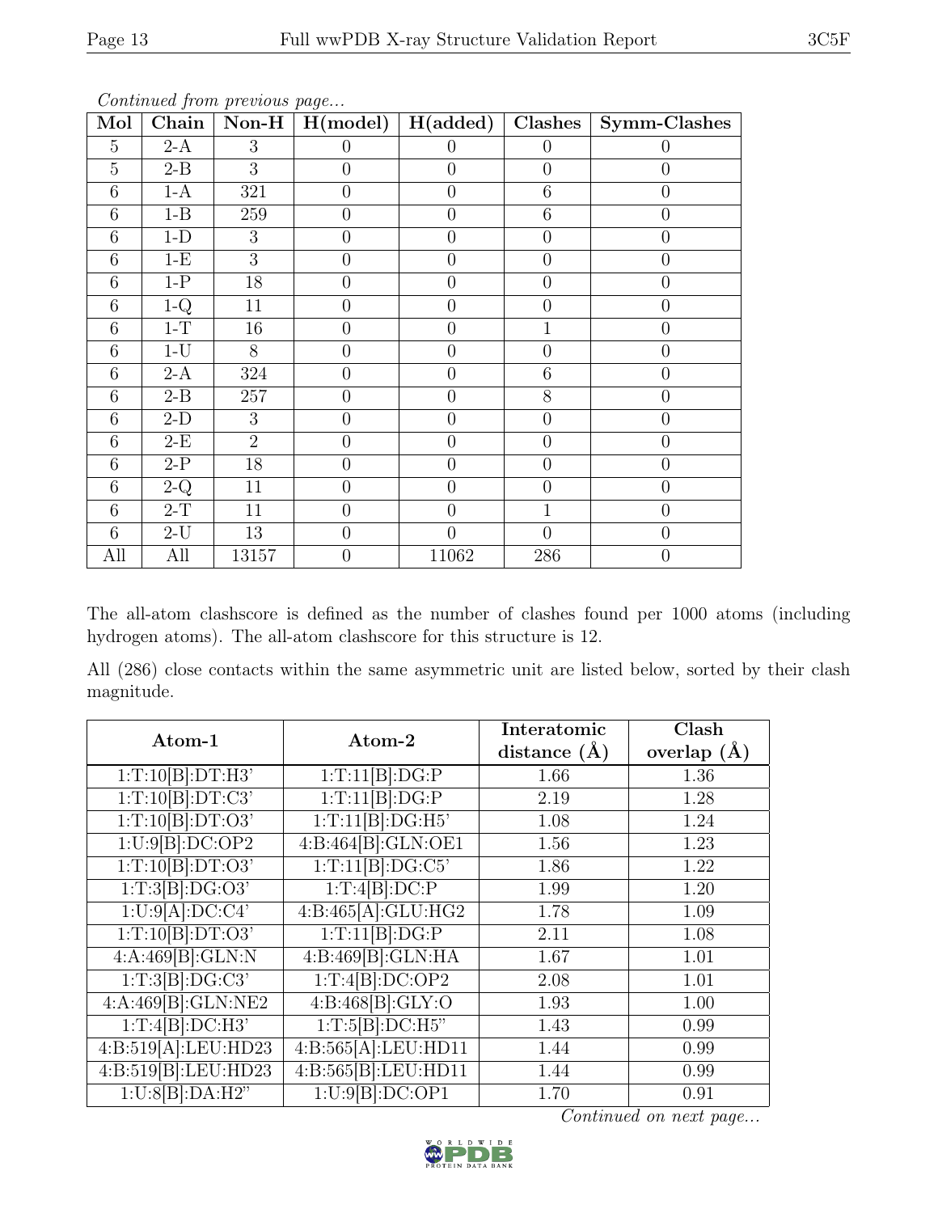*Continued from previous page...*

| Mol | Chain | Non-H | H(model) | H(added) | Clashes | Symm-Clashes |
|---|---|---|---|---|---|---|
| 5 | 2-A | 3 | 0 | 0 | 0 | 0 |
| 5 | 2-B | 3 | 0 | 0 | 0 | 0 |
| 6 | 1-A | 321 | 0 | 0 | 6 | 0 |
| 6 | 1-B | 259 | 0 | 0 | 6 | 0 |
| 6 | 1-D | 3 | 0 | 0 | 0 | 0 |
| 6 | 1-E | 3 | 0 | 0 | 0 | 0 |
| 6 | 1-P | 18 | 0 | 0 | 0 | 0 |
| 6 | 1-Q | 11 | 0 | 0 | 0 | 0 |
| 6 | 1-T | 16 | 0 | 0 | 1 | 0 |
| 6 | 1-U | 8 | 0 | 0 | 0 | 0 |
| 6 | 2-A | 324 | 0 | 0 | 6 | 0 |
| 6 | 2-B | 257 | 0 | 0 | 8 | 0 |
| 6 | 2-D | 3 | 0 | 0 | 0 | 0 |
| 6 | 2-E | 2 | 0 | 0 | 0 | 0 |
| 6 | 2-P | 18 | 0 | 0 | 0 | 0 |
| 6 | 2-Q | 11 | 0 | 0 | 0 | 0 |
| 6 | 2-T | 11 | 0 | 0 | 1 | 0 |
| 6 | 2-U | 13 | 0 | 0 | 0 | 0 |
| All | All | 13157 | 0 | 11062 | 286 | 0 |

The all-atom clashscore is defined as the number of clashes found per 1000 atoms (including hydrogen atoms). The all-atom clashscore for this structure is 12.

All (286) close contacts within the same asymmetric unit are listed below, sorted by their clash magnitude.

| Atom-1 | Atom-2 | Interatomic distance (Å) | Clash overlap (Å) |
|---|---|---|---|
| 1:T:10[B]:DT:H3' | 1:T:11[B]:DG:P | 1.66 | 1.36 |
| 1:T:10[B]:DT:C3' | 1:T:11[B]:DG:P | 2.19 | 1.28 |
| 1:T:10[B]:DT:O3' | 1:T:11[B]:DG:H5' | 1.08 | 1.24 |
| 1:U:9[B]:DC:OP2 | 4:B:464[B]:GLN:OE1 | 1.56 | 1.23 |
| 1:T:10[B]:DT:O3' | 1:T:11[B]:DG:C5' | 1.86 | 1.22 |
| 1:T:3[B]:DG:O3' | 1:T:4[B]:DC:P | 1.99 | 1.20 |
| 1:U:9[A]:DC:C4' | 4:B:465[A]:GLU:HG2 | 1.78 | 1.09 |
| 1:T:10[B]:DT:O3' | 1:T:11[B]:DG:P | 2.11 | 1.08 |
| 4:A:469[B]:GLN:N | 4:B:469[B]:GLN:HA | 1.67 | 1.01 |
| 1:T:3[B]:DG:C3' | 1:T:4[B]:DC:OP2 | 2.08 | 1.01 |
| 4:A:469[B]:GLN:NE2 | 4:B:468[B]:GLY:O | 1.93 | 1.00 |
| 1:T:4[B]:DC:H3' | 1:T:5[B]:DC:H5" | 1.43 | 0.99 |
| 4:B:519[A]:LEU:HD23 | 4:B:565[A]:LEU:HD11 | 1.44 | 0.99 |
| 4:B:519[B]:LEU:HD23 | 4:B:565[B]:LEU:HD11 | 1.44 | 0.99 |
| 1:U:8[B]:DA:H2" | 1:U:9[B]:DC:OP1 | 1.70 | 0.91 |

*Continued on next page...*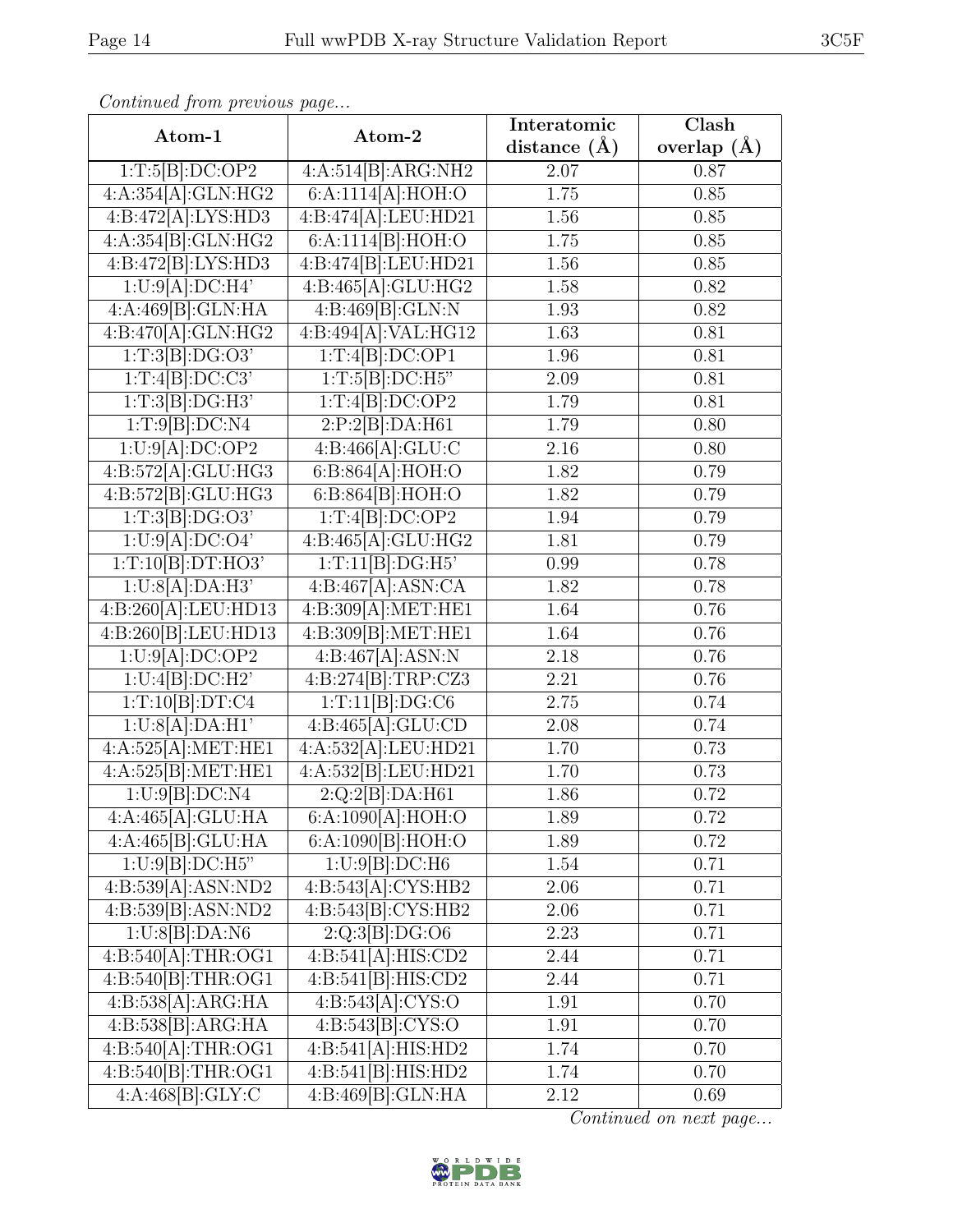*Continued from previous page...*

| Atom-1 | Atom-2 | Interatomic distance (Å) | Clash overlap (Å) |
|---|---|---|---|
| 1:T:5[B]:DC:OP2 | 4:A:514[B]:ARG:NH2 | 2.07 | 0.87 |
| 4:A:354[A]:GLN:HG2 | 6:A:1114[A]:HOH:O | 1.75 | 0.85 |
| 4:B:472[A]:LYS:HD3 | 4:B:474[A]:LEU:HD21 | 1.56 | 0.85 |
| 4:A:354[B]:GLN:HG2 | 6:A:1114[B]:HOH:O | 1.75 | 0.85 |
| 4:B:472[B]:LYS:HD3 | 4:B:474[B]:LEU:HD21 | 1.56 | 0.85 |
| 1:U:9[A]:DC:H4' | 4:B:465[A]:GLU:HG2 | 1.58 | 0.82 |
| 4:A:469[B]:GLN:HA | 4:B:469[B]:GLN:N | 1.93 | 0.82 |
| 4:B:470[A]:GLN:HG2 | 4:B:494[A]:VAL:HG12 | 1.63 | 0.81 |
| 1:T:3[B]:DG:O3' | 1:T:4[B]:DC:OP1 | 1.96 | 0.81 |
| 1:T:4[B]:DC:C3' | 1:T:5[B]:DC:H5" | 2.09 | 0.81 |
| 1:T:3[B]:DG:H3' | 1:T:4[B]:DC:OP2 | 1.79 | 0.81 |
| 1:T:9[B]:DC:N4 | 2:P:2[B]:DA:H61 | 1.79 | 0.80 |
| 1:U:9[A]:DC:OP2 | 4:B:466[A]:GLU:C | 2.16 | 0.80 |
| 4:B:572[A]:GLU:HG3 | 6:B:864[A]:HOH:O | 1.82 | 0.79 |
| 4:B:572[B]:GLU:HG3 | 6:B:864[B]:HOH:O | 1.82 | 0.79 |
| 1:T:3[B]:DG:O3' | 1:T:4[B]:DC:OP2 | 1.94 | 0.79 |
| 1:U:9[A]:DC:O4' | 4:B:465[A]:GLU:HG2 | 1.81 | 0.79 |
| 1:T:10[B]:DT:HO3' | 1:T:11[B]:DG:H5' | 0.99 | 0.78 |
| 1:U:8[A]:DA:H3' | 4:B:467[A]:ASN:CA | 1.82 | 0.78 |
| 4:B:260[A]:LEU:HD13 | 4:B:309[A]:MET:HE1 | 1.64 | 0.76 |
| 4:B:260[B]:LEU:HD13 | 4:B:309[B]:MET:HE1 | 1.64 | 0.76 |
| 1:U:9[A]:DC:OP2 | 4:B:467[A]:ASN:N | 2.18 | 0.76 |
| 1:U:4[B]:DC:H2' | 4:B:274[B]:TRP:CZ3 | 2.21 | 0.76 |
| 1:T:10[B]:DT:C4 | 1:T:11[B]:DG:C6 | 2.75 | 0.74 |
| 1:U:8[A]:DA:H1' | 4:B:465[A]:GLU:CD | 2.08 | 0.74 |
| 4:A:525[A]:MET:HE1 | 4:A:532[A]:LEU:HD21 | 1.70 | 0.73 |
| 4:A:525[B]:MET:HE1 | 4:A:532[B]:LEU:HD21 | 1.70 | 0.73 |
| 1:U:9[B]:DC:N4 | 2:Q:2[B]:DA:H61 | 1.86 | 0.72 |
| 4:A:465[A]:GLU:HA | 6:A:1090[A]:HOH:O | 1.89 | 0.72 |
| 4:A:465[B]:GLU:HA | 6:A:1090[B]:HOH:O | 1.89 | 0.72 |
| 1:U:9[B]:DC:H5" | 1:U:9[B]:DC:H6 | 1.54 | 0.71 |
| 4:B:539[A]:ASN:ND2 | 4:B:543[A]:CYS:HB2 | 2.06 | 0.71 |
| 4:B:539[B]:ASN:ND2 | 4:B:543[B]:CYS:HB2 | 2.06 | 0.71 |
| 1:U:8[B]:DA:N6 | 2:Q:3[B]:DG:O6 | 2.23 | 0.71 |
| 4:B:540[A]:THR:OG1 | 4:B:541[A]:HIS:CD2 | 2.44 | 0.71 |
| 4:B:540[B]:THR:OG1 | 4:B:541[B]:HIS:CD2 | 2.44 | 0.71 |
| 4:B:538[A]:ARG:HA | 4:B:543[A]:CYS:O | 1.91 | 0.70 |
| 4:B:538[B]:ARG:HA | 4:B:543[B]:CYS:O | 1.91 | 0.70 |
| 4:B:540[A]:THR:OG1 | 4:B:541[A]:HIS:HD2 | 1.74 | 0.70 |
| 4:B:540[B]:THR:OG1 | 4:B:541[B]:HIS:HD2 | 1.74 | 0.70 |
| 4:A:468[B]:GLY:C | 4:B:469[B]:GLN:HA | 2.12 | 0.69 |

*Continued on next page...*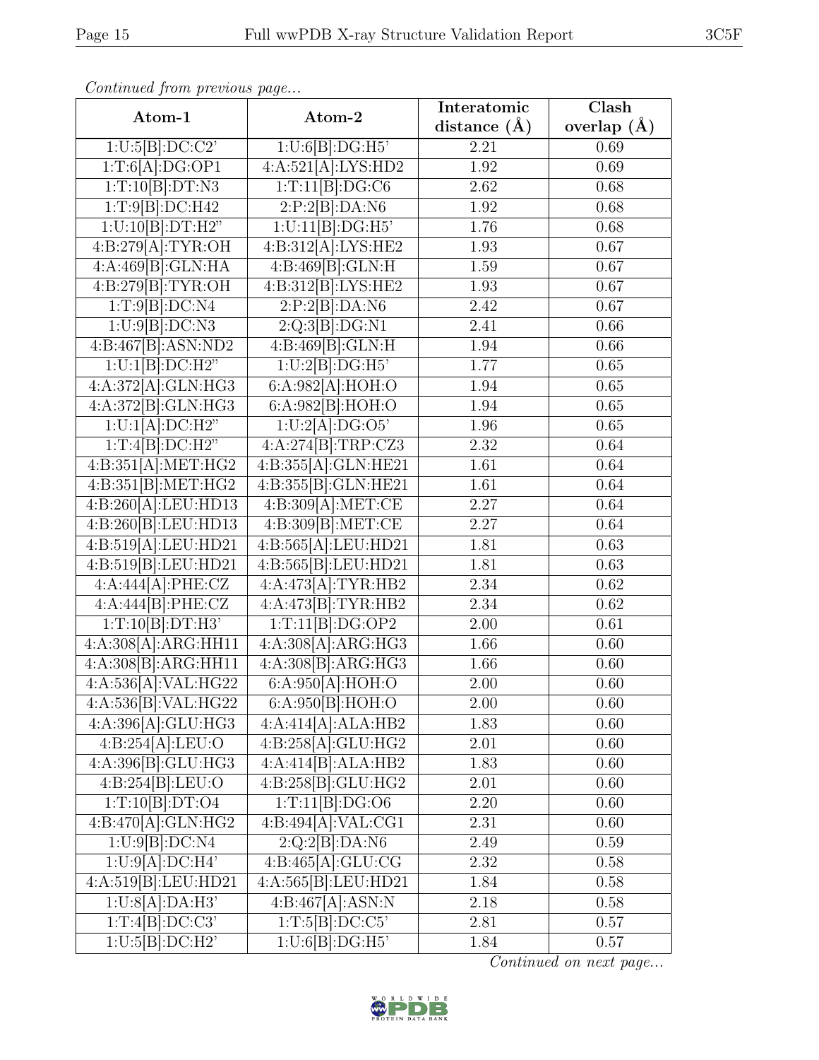*Continued from previous page...*

| Atom-1 | Atom-2 | Interatomic distance (Å) | Clash overlap (Å) |
|---|---|---|---|
| 1:U:5[B]:DC:C2' | 1:U:6[B]:DG:H5' | 2.21 | 0.69 |
| 1:T:6[A]:DG:OP1 | 4:A:521[A]:LYS:HD2 | 1.92 | 0.69 |
| 1:T:10[B]:DT:N3 | 1:T:11[B]:DG:C6 | 2.62 | 0.68 |
| 1:T:9[B]:DC:H42 | 2:P:2[B]:DA:N6 | 1.92 | 0.68 |
| 1:U:10[B]:DT:H2" | 1:U:11[B]:DG:H5' | 1.76 | 0.68 |
| 4:B:279[A]:TYR:OH | 4:B:312[A]:LYS:HE2 | 1.93 | 0.67 |
| 4:A:469[B]:GLN:HA | 4:B:469[B]:GLN:H | 1.59 | 0.67 |
| 4:B:279[B]:TYR:OH | 4:B:312[B]:LYS:HE2 | 1.93 | 0.67 |
| 1:T:9[B]:DC:N4 | 2:P:2[B]:DA:N6 | 2.42 | 0.67 |
| 1:U:9[B]:DC:N3 | 2:Q:3[B]:DG:N1 | 2.41 | 0.66 |
| 4:B:467[B]:ASN:ND2 | 4:B:469[B]:GLN:H | 1.94 | 0.66 |
| 1:U:1[B]:DC:H2" | 1:U:2[B]:DG:H5' | 1.77 | 0.65 |
| 4:A:372[A]:GLN:HG3 | 6:A:982[A]:HOH:O | 1.94 | 0.65 |
| 4:A:372[B]:GLN:HG3 | 6:A:982[B]:HOH:O | 1.94 | 0.65 |
| 1:U:1[A]:DC:H2" | 1:U:2[A]:DG:O5' | 1.96 | 0.65 |
| 1:T:4[B]:DC:H2" | 4:A:274[B]:TRP:CZ3 | 2.32 | 0.64 |
| 4:B:351[A]:MET:HG2 | 4:B:355[A]:GLN:HE21 | 1.61 | 0.64 |
| 4:B:351[B]:MET:HG2 | 4:B:355[B]:GLN:HE21 | 1.61 | 0.64 |
| 4:B:260[A]:LEU:HD13 | 4:B:309[A]:MET:CE | 2.27 | 0.64 |
| 4:B:260[B]:LEU:HD13 | 4:B:309[B]:MET:CE | 2.27 | 0.64 |
| 4:B:519[A]:LEU:HD21 | 4:B:565[A]:LEU:HD21 | 1.81 | 0.63 |
| 4:B:519[B]:LEU:HD21 | 4:B:565[B]:LEU:HD21 | 1.81 | 0.63 |
| 4:A:444[A]:PHE:CZ | 4:A:473[A]:TYR:HB2 | 2.34 | 0.62 |
| 4:A:444[B]:PHE:CZ | 4:A:473[B]:TYR:HB2 | 2.34 | 0.62 |
| 1:T:10[B]:DT:H3' | 1:T:11[B]:DG:OP2 | 2.00 | 0.61 |
| 4:A:308[A]:ARG:HH11 | 4:A:308[A]:ARG:HG3 | 1.66 | 0.60 |
| 4:A:308[B]:ARG:HH11 | 4:A:308[B]:ARG:HG3 | 1.66 | 0.60 |
| 4:A:536[A]:VAL:HG22 | 6:A:950[A]:HOH:O | 2.00 | 0.60 |
| 4:A:536[B]:VAL:HG22 | 6:A:950[B]:HOH:O | 2.00 | 0.60 |
| 4:A:396[A]:GLU:HG3 | 4:A:414[A]:ALA:HB2 | 1.83 | 0.60 |
| 4:B:254[A]:LEU:O | 4:B:258[A]:GLU:HG2 | 2.01 | 0.60 |
| 4:A:396[B]:GLU:HG3 | 4:A:414[B]:ALA:HB2 | 1.83 | 0.60 |
| 4:B:254[B]:LEU:O | 4:B:258[B]:GLU:HG2 | 2.01 | 0.60 |
| 1:T:10[B]:DT:O4 | 1:T:11[B]:DG:O6 | 2.20 | 0.60 |
| 4:B:470[A]:GLN:HG2 | 4:B:494[A]:VAL:CG1 | 2.31 | 0.60 |
| 1:U:9[B]:DC:N4 | 2:Q:2[B]:DA:N6 | 2.49 | 0.59 |
| 1:U:9[A]:DC:H4' | 4:B:465[A]:GLU:CG | 2.32 | 0.58 |
| 4:A:519[B]:LEU:HD21 | 4:A:565[B]:LEU:HD21 | 1.84 | 0.58 |
| 1:U:8[A]:DA:H3' | 4:B:467[A]:ASN:N | 2.18 | 0.58 |
| 1:T:4[B]:DC:C3' | 1:T:5[B]:DC:C5' | 2.81 | 0.57 |
| 1:U:5[B]:DC:H2' | 1:U:6[B]:DG:H5' | 1.84 | 0.57 |

*Continued on next page...*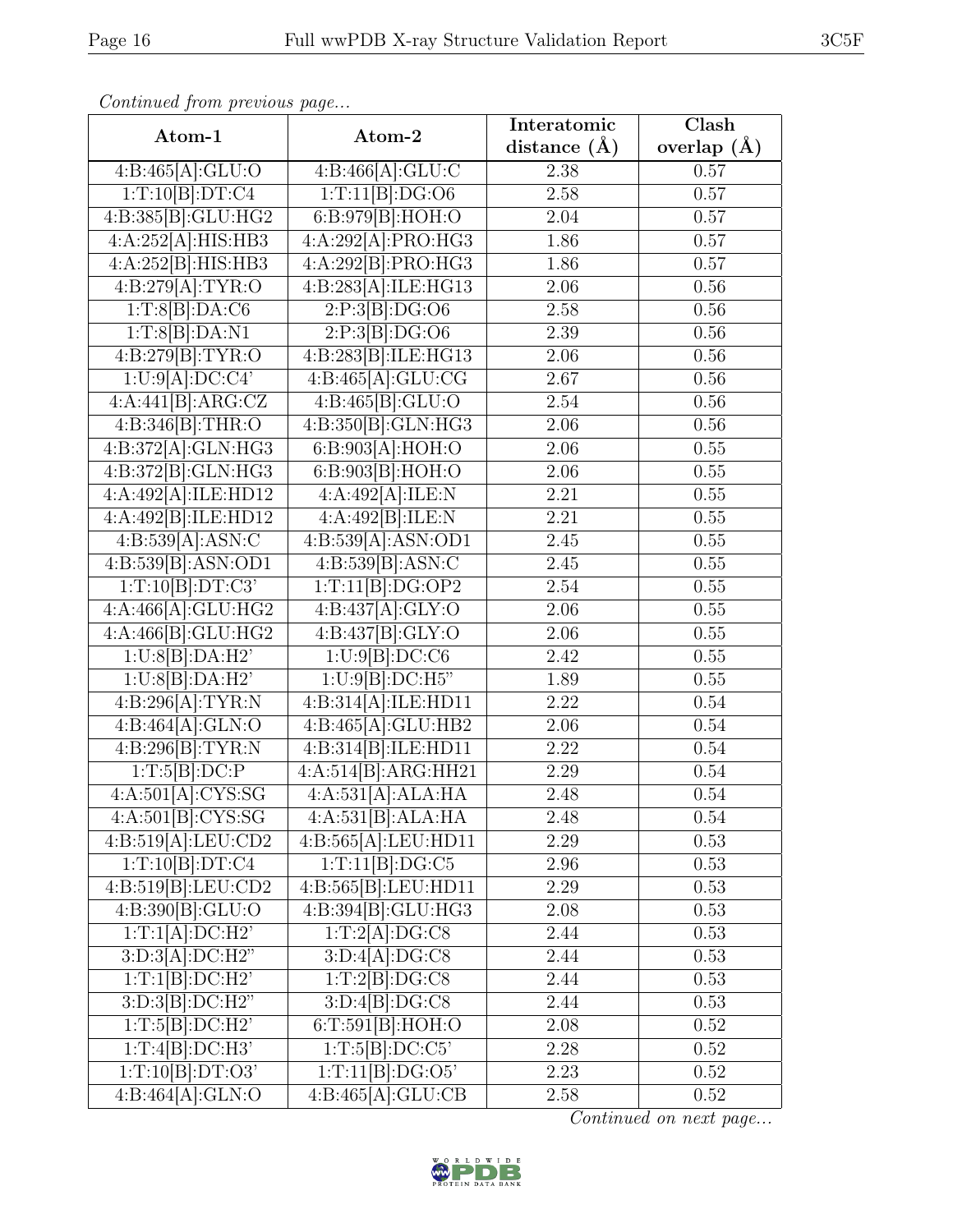*Continued from previous page...*

| Atom-1 | Atom-2 | Interatomic distance (Å) | Clash overlap (Å) |
|---|---|---|---|
| 4:B:465[A]:GLU:O | 4:B:466[A]:GLU:C | 2.38 | 0.57 |
| 1:T:10[B]:DT:C4 | 1:T:11[B]:DG:O6 | 2.58 | 0.57 |
| 4:B:385[B]:GLU:HG2 | 6:B:979[B]:HOH:O | 2.04 | 0.57 |
| 4:A:252[A]:HIS:HB3 | 4:A:292[A]:PRO:HG3 | 1.86 | 0.57 |
| 4:A:252[B]:HIS:HB3 | 4:A:292[B]:PRO:HG3 | 1.86 | 0.57 |
| 4:B:279[A]:TYR:O | 4:B:283[A]:ILE:HG13 | 2.06 | 0.56 |
| 1:T:8[B]:DA:C6 | 2:P:3[B]:DG:O6 | 2.58 | 0.56 |
| 1:T:8[B]:DA:N1 | 2:P:3[B]:DG:O6 | 2.39 | 0.56 |
| 4:B:279[B]:TYR:O | 4:B:283[B]:ILE:HG13 | 2.06 | 0.56 |
| 1:U:9[A]:DC:C4' | 4:B:465[A]:GLU:CG | 2.67 | 0.56 |
| 4:A:441[B]:ARG:CZ | 4:B:465[B]:GLU:O | 2.54 | 0.56 |
| 4:B:346[B]:THR:O | 4:B:350[B]:GLN:HG3 | 2.06 | 0.56 |
| 4:B:372[A]:GLN:HG3 | 6:B:903[A]:HOH:O | 2.06 | 0.55 |
| 4:B:372[B]:GLN:HG3 | 6:B:903[B]:HOH:O | 2.06 | 0.55 |
| 4:A:492[A]:ILE:HD12 | 4:A:492[A]:ILE:N | 2.21 | 0.55 |
| 4:A:492[B]:ILE:HD12 | 4:A:492[B]:ILE:N | 2.21 | 0.55 |
| 4:B:539[A]:ASN:C | 4:B:539[A]:ASN:OD1 | 2.45 | 0.55 |
| 4:B:539[B]:ASN:OD1 | 4:B:539[B]:ASN:C | 2.45 | 0.55 |
| 1:T:10[B]:DT:C3' | 1:T:11[B]:DG:OP2 | 2.54 | 0.55 |
| 4:A:466[A]:GLU:HG2 | 4:B:437[A]:GLY:O | 2.06 | 0.55 |
| 4:A:466[B]:GLU:HG2 | 4:B:437[B]:GLY:O | 2.06 | 0.55 |
| 1:U:8[B]:DA:H2' | 1:U:9[B]:DC:C6 | 2.42 | 0.55 |
| 1:U:8[B]:DA:H2' | 1:U:9[B]:DC:H5" | 1.89 | 0.55 |
| 4:B:296[A]:TYR:N | 4:B:314[A]:ILE:HD11 | 2.22 | 0.54 |
| 4:B:464[A]:GLN:O | 4:B:465[A]:GLU:HB2 | 2.06 | 0.54 |
| 4:B:296[B]:TYR:N | 4:B:314[B]:ILE:HD11 | 2.22 | 0.54 |
| 1:T:5[B]:DC:P | 4:A:514[B]:ARG:HH21 | 2.29 | 0.54 |
| 4:A:501[A]:CYS:SG | 4:A:531[A]:ALA:HA | 2.48 | 0.54 |
| 4:A:501[B]:CYS:SG | 4:A:531[B]:ALA:HA | 2.48 | 0.54 |
| 4:B:519[A]:LEU:CD2 | 4:B:565[A]:LEU:HD11 | 2.29 | 0.53 |
| 1:T:10[B]:DT:C4 | 1:T:11[B]:DG:C5 | 2.96 | 0.53 |
| 4:B:519[B]:LEU:CD2 | 4:B:565[B]:LEU:HD11 | 2.29 | 0.53 |
| 4:B:390[B]:GLU:O | 4:B:394[B]:GLU:HG3 | 2.08 | 0.53 |
| 1:T:1[A]:DC:H2' | 1:T:2[A]:DG:C8 | 2.44 | 0.53 |
| 3:D:3[A]:DC:H2" | 3:D:4[A]:DG:C8 | 2.44 | 0.53 |
| 1:T:1[B]:DC:H2' | 1:T:2[B]:DG:C8 | 2.44 | 0.53 |
| 3:D:3[B]:DC:H2" | 3:D:4[B]:DG:C8 | 2.44 | 0.53 |
| 1:T:5[B]:DC:H2' | 6:T:591[B]:HOH:O | 2.08 | 0.52 |
| 1:T:4[B]:DC:H3' | 1:T:5[B]:DC:C5' | 2.28 | 0.52 |
| 1:T:10[B]:DT:O3' | 1:T:11[B]:DG:O5' | 2.23 | 0.52 |
| 4:B:464[A]:GLN:O | 4:B:465[A]:GLU:CB | 2.58 | 0.52 |

*Continued on next page...*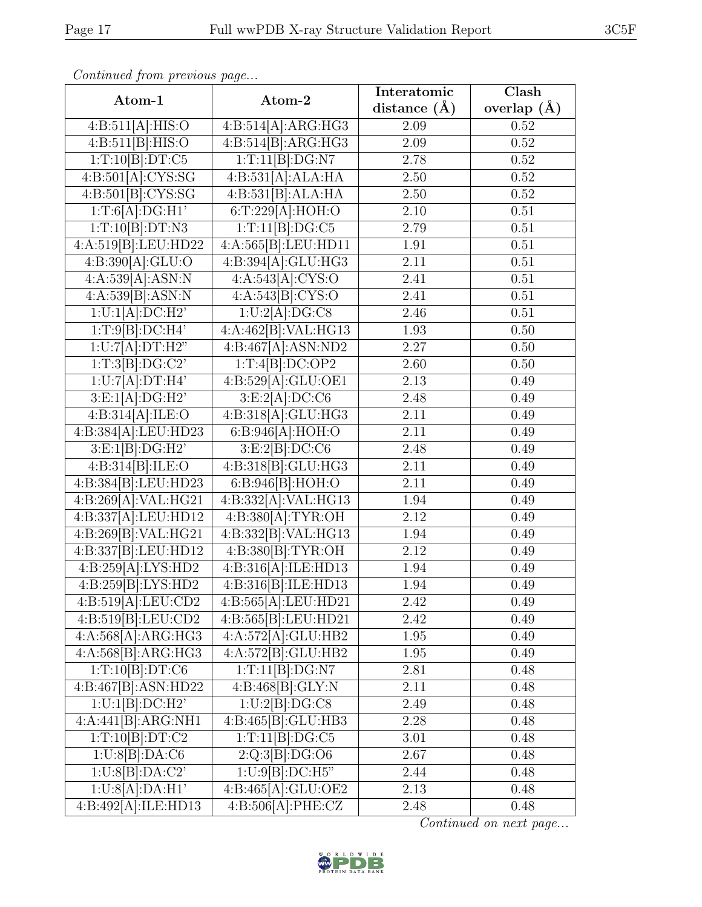*Continued from previous page...*

| Atom-1 | Atom-2 | Interatomic distance (Å) | Clash overlap (Å) |
| --- | --- | --- | --- |
| 4:B:511[A]:HIS:O | 4:B:514[A]:ARG:HG3 | 2.09 | 0.52 |
| 4:B:511[B]:HIS:O | 4:B:514[B]:ARG:HG3 | 2.09 | 0.52 |
| 1:T:10[B]:DT:C5 | 1:T:11[B]:DG:N7 | 2.78 | 0.52 |
| 4:B:501[A]:CYS:SG | 4:B:531[A]:ALA:HA | 2.50 | 0.52 |
| 4:B:501[B]:CYS:SG | 4:B:531[B]:ALA:HA | 2.50 | 0.52 |
| 1:T:6[A]:DG:H1' | 6:T:229[A]:HOH:O | 2.10 | 0.51 |
| 1:T:10[B]:DT:N3 | 1:T:11[B]:DG:C5 | 2.79 | 0.51 |
| 4:A:519[B]:LEU:HD22 | 4:A:565[B]:LEU:HD11 | 1.91 | 0.51 |
| 4:B:390[A]:GLU:O | 4:B:394[A]:GLU:HG3 | 2.11 | 0.51 |
| 4:A:539[A]:ASN:N | 4:A:543[A]:CYS:O | 2.41 | 0.51 |
| 4:A:539[B]:ASN:N | 4:A:543[B]:CYS:O | 2.41 | 0.51 |
| 1:U:1[A]:DC:H2' | 1:U:2[A]:DG:C8 | 2.46 | 0.51 |
| 1:T:9[B]:DC:H4' | 4:A:462[B]:VAL:HG13 | 1.93 | 0.50 |
| 1:U:7[A]:DT:H2" | 4:B:467[A]:ASN:ND2 | 2.27 | 0.50 |
| 1:T:3[B]:DG:C2' | 1:T:4[B]:DC:OP2 | 2.60 | 0.50 |
| 1:U:7[A]:DT:H4' | 4:B:529[A]:GLU:OE1 | 2.13 | 0.49 |
| 3:E:1[A]:DG:H2' | 3:E:2[A]:DC:C6 | 2.48 | 0.49 |
| 4:B:314[A]:ILE:O | 4:B:318[A]:GLU:HG3 | 2.11 | 0.49 |
| 4:B:384[A]:LEU:HD23 | 6:B:946[A]:HOH:O | 2.11 | 0.49 |
| 3:E:1[B]:DG:H2' | 3:E:2[B]:DC:C6 | 2.48 | 0.49 |
| 4:B:314[B]:ILE:O | 4:B:318[B]:GLU:HG3 | 2.11 | 0.49 |
| 4:B:384[B]:LEU:HD23 | 6:B:946[B]:HOH:O | 2.11 | 0.49 |
| 4:B:269[A]:VAL:HG21 | 4:B:332[A]:VAL:HG13 | 1.94 | 0.49 |
| 4:B:337[A]:LEU:HD12 | 4:B:380[A]:TYR:OH | 2.12 | 0.49 |
| 4:B:269[B]:VAL:HG21 | 4:B:332[B]:VAL:HG13 | 1.94 | 0.49 |
| 4:B:337[B]:LEU:HD12 | 4:B:380[B]:TYR:OH | 2.12 | 0.49 |
| 4:B:259[A]:LYS:HD2 | 4:B:316[A]:ILE:HD13 | 1.94 | 0.49 |
| 4:B:259[B]:LYS:HD2 | 4:B:316[B]:ILE:HD13 | 1.94 | 0.49 |
| 4:B:519[A]:LEU:CD2 | 4:B:565[A]:LEU:HD21 | 2.42 | 0.49 |
| 4:B:519[B]:LEU:CD2 | 4:B:565[B]:LEU:HD21 | 2.42 | 0.49 |
| 4:A:568[A]:ARG:HG3 | 4:A:572[A]:GLU:HB2 | 1.95 | 0.49 |
| 4:A:568[B]:ARG:HG3 | 4:A:572[B]:GLU:HB2 | 1.95 | 0.49 |
| 1:T:10[B]:DT:C6 | 1:T:11[B]:DG:N7 | 2.81 | 0.48 |
| 4:B:467[B]:ASN:HD22 | 4:B:468[B]:GLY:N | 2.11 | 0.48 |
| 1:U:1[B]:DC:H2' | 1:U:2[B]:DG:C8 | 2.49 | 0.48 |
| 4:A:441[B]:ARG:NH1 | 4:B:465[B]:GLU:HB3 | 2.28 | 0.48 |
| 1:T:10[B]:DT:C2 | 1:T:11[B]:DG:C5 | 3.01 | 0.48 |
| 1:U:8[B]:DA:C6 | 2:Q:3[B]:DG:O6 | 2.67 | 0.48 |
| 1:U:8[B]:DA:C2' | 1:U:9[B]:DC:H5" | 2.44 | 0.48 |
| 1:U:8[A]:DA:H1' | 4:B:465[A]:GLU:OE2 | 2.13 | 0.48 |
| 4:B:492[A]:ILE:HD13 | 4:B:506[A]:PHE:CZ | 2.48 | 0.48 |

*Continued on next page...*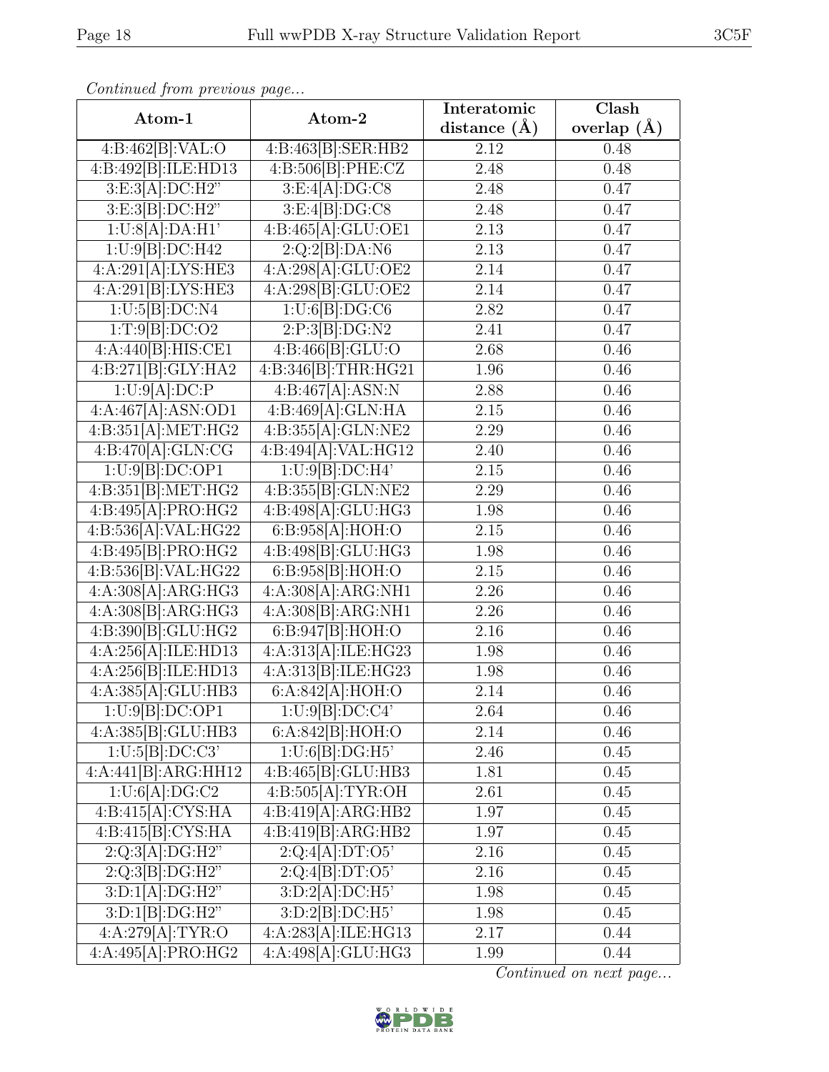*Continued from previous page...*

| Atom-1 | Atom-2 | Interatomic distance (Å) | Clash overlap (Å) |
| --- | --- | --- | --- |
| 4:B:462[B]:VAL:O | 4:B:463[B]:SER:HB2 | 2.12 | 0.48 |
| 4:B:492[B]:ILE:HD13 | 4:B:506[B]:PHE:CZ | 2.48 | 0.48 |
| 3:E:3[A]:DC:H2" | 3:E:4[A]:DG:C8 | 2.48 | 0.47 |
| 3:E:3[B]:DC:H2" | 3:E:4[B]:DG:C8 | 2.48 | 0.47 |
| 1:U:8[A]:DA:H1' | 4:B:465[A]:GLU:OE1 | 2.13 | 0.47 |
| 1:U:9[B]:DC:H42 | 2:Q:2[B]:DA:N6 | 2.13 | 0.47 |
| 4:A:291[A]:LYS:HE3 | 4:A:298[A]:GLU:OE2 | 2.14 | 0.47 |
| 4:A:291[B]:LYS:HE3 | 4:A:298[B]:GLU:OE2 | 2.14 | 0.47 |
| 1:U:5[B]:DC:N4 | 1:U:6[B]:DG:C6 | 2.82 | 0.47 |
| 1:T:9[B]:DC:O2 | 2:P:3[B]:DG:N2 | 2.41 | 0.47 |
| 4:A:440[B]:HIS:CE1 | 4:B:466[B]:GLU:O | 2.68 | 0.46 |
| 4:B:271[B]:GLY:HA2 | 4:B:346[B]:THR:HG21 | 1.96 | 0.46 |
| 1:U:9[A]:DC:P | 4:B:467[A]:ASN:N | 2.88 | 0.46 |
| 4:A:467[A]:ASN:OD1 | 4:B:469[A]:GLN:HA | 2.15 | 0.46 |
| 4:B:351[A]:MET:HG2 | 4:B:355[A]:GLN:NE2 | 2.29 | 0.46 |
| 4:B:470[A]:GLN:CG | 4:B:494[A]:VAL:HG12 | 2.40 | 0.46 |
| 1:U:9[B]:DC:OP1 | 1:U:9[B]:DC:H4' | 2.15 | 0.46 |
| 4:B:351[B]:MET:HG2 | 4:B:355[B]:GLN:NE2 | 2.29 | 0.46 |
| 4:B:495[A]:PRO:HG2 | 4:B:498[A]:GLU:HG3 | 1.98 | 0.46 |
| 4:B:536[A]:VAL:HG22 | 6:B:958[A]:HOH:O | 2.15 | 0.46 |
| 4:B:495[B]:PRO:HG2 | 4:B:498[B]:GLU:HG3 | 1.98 | 0.46 |
| 4:B:536[B]:VAL:HG22 | 6:B:958[B]:HOH:O | 2.15 | 0.46 |
| 4:A:308[A]:ARG:HG3 | 4:A:308[A]:ARG:NH1 | 2.26 | 0.46 |
| 4:A:308[B]:ARG:HG3 | 4:A:308[B]:ARG:NH1 | 2.26 | 0.46 |
| 4:B:390[B]:GLU:HG2 | 6:B:947[B]:HOH:O | 2.16 | 0.46 |
| 4:A:256[A]:ILE:HD13 | 4:A:313[A]:ILE:HG23 | 1.98 | 0.46 |
| 4:A:256[B]:ILE:HD13 | 4:A:313[B]:ILE:HG23 | 1.98 | 0.46 |
| 4:A:385[A]:GLU:HB3 | 6:A:842[A]:HOH:O | 2.14 | 0.46 |
| 1:U:9[B]:DC:OP1 | 1:U:9[B]:DC:C4' | 2.64 | 0.46 |
| 4:A:385[B]:GLU:HB3 | 6:A:842[B]:HOH:O | 2.14 | 0.46 |
| 1:U:5[B]:DC:C3' | 1:U:6[B]:DG:H5' | 2.46 | 0.45 |
| 4:A:441[B]:ARG:HH12 | 4:B:465[B]:GLU:HB3 | 1.81 | 0.45 |
| 1:U:6[A]:DG:C2 | 4:B:505[A]:TYR:OH | 2.61 | 0.45 |
| 4:B:415[A]:CYS:HA | 4:B:419[A]:ARG:HB2 | 1.97 | 0.45 |
| 4:B:415[B]:CYS:HA | 4:B:419[B]:ARG:HB2 | 1.97 | 0.45 |
| 2:Q:3[A]:DG:H2" | 2:Q:4[A]:DT:O5' | 2.16 | 0.45 |
| 2:Q:3[B]:DG:H2" | 2:Q:4[B]:DT:O5' | 2.16 | 0.45 |
| 3:D:1[A]:DG:H2" | 3:D:2[A]:DC:H5' | 1.98 | 0.45 |
| 3:D:1[B]:DG:H2" | 3:D:2[B]:DC:H5' | 1.98 | 0.45 |
| 4:A:279[A]:TYR:O | 4:A:283[A]:ILE:HG13 | 2.17 | 0.44 |
| 4:A:495[A]:PRO:HG2 | 4:A:498[A]:GLU:HG3 | 1.99 | 0.44 |

*Continued on next page...*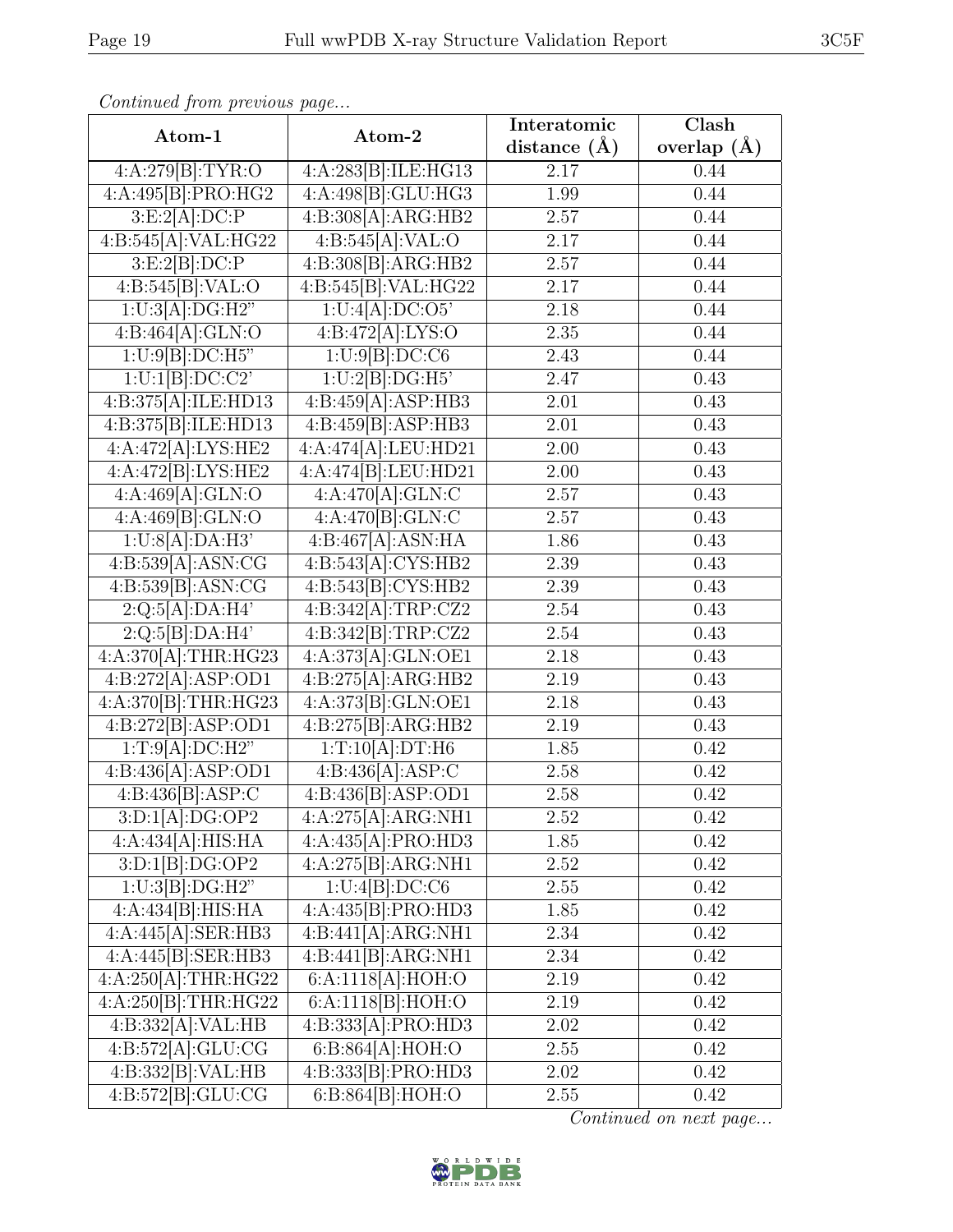*Continued from previous page...*

| Atom-1 | Atom-2 | Interatomic distance (Å) | Clash overlap (Å) |
|---|---|---|---|
| 4:A:279[B]:TYR:O | 4:A:283[B]:ILE:HG13 | 2.17 | 0.44 |
| 4:A:495[B]:PRO:HG2 | 4:A:498[B]:GLU:HG3 | 1.99 | 0.44 |
| 3:E:2[A]:DC:P | 4:B:308[A]:ARG:HB2 | 2.57 | 0.44 |
| 4:B:545[A]:VAL:HG22 | 4:B:545[A]:VAL:O | 2.17 | 0.44 |
| 3:E:2[B]:DC:P | 4:B:308[B]:ARG:HB2 | 2.57 | 0.44 |
| 4:B:545[B]:VAL:O | 4:B:545[B]:VAL:HG22 | 2.17 | 0.44 |
| 1:U:3[A]:DG:H2" | 1:U:4[A]:DC:O5' | 2.18 | 0.44 |
| 4:B:464[A]:GLN:O | 4:B:472[A]:LYS:O | 2.35 | 0.44 |
| 1:U:9[B]:DC:H5" | 1:U:9[B]:DC:C6 | 2.43 | 0.44 |
| 1:U:1[B]:DC:C2' | 1:U:2[B]:DG:H5' | 2.47 | 0.43 |
| 4:B:375[A]:ILE:HD13 | 4:B:459[A]:ASP:HB3 | 2.01 | 0.43 |
| 4:B:375[B]:ILE:HD13 | 4:B:459[B]:ASP:HB3 | 2.01 | 0.43 |
| 4:A:472[A]:LYS:HE2 | 4:A:474[A]:LEU:HD21 | 2.00 | 0.43 |
| 4:A:472[B]:LYS:HE2 | 4:A:474[B]:LEU:HD21 | 2.00 | 0.43 |
| 4:A:469[A]:GLN:O | 4:A:470[A]:GLN:C | 2.57 | 0.43 |
| 4:A:469[B]:GLN:O | 4:A:470[B]:GLN:C | 2.57 | 0.43 |
| 1:U:8[A]:DA:H3' | 4:B:467[A]:ASN:HA | 1.86 | 0.43 |
| 4:B:539[A]:ASN:CG | 4:B:543[A]:CYS:HB2 | 2.39 | 0.43 |
| 4:B:539[B]:ASN:CG | 4:B:543[B]:CYS:HB2 | 2.39 | 0.43 |
| 2:Q:5[A]:DA:H4' | 4:B:342[A]:TRP:CZ2 | 2.54 | 0.43 |
| 2:Q:5[B]:DA:H4' | 4:B:342[B]:TRP:CZ2 | 2.54 | 0.43 |
| 4:A:370[A]:THR:HG23 | 4:A:373[A]:GLN:OE1 | 2.18 | 0.43 |
| 4:B:272[A]:ASP:OD1 | 4:B:275[A]:ARG:HB2 | 2.19 | 0.43 |
| 4:A:370[B]:THR:HG23 | 4:A:373[B]:GLN:OE1 | 2.18 | 0.43 |
| 4:B:272[B]:ASP:OD1 | 4:B:275[B]:ARG:HB2 | 2.19 | 0.43 |
| 1:T:9[A]:DC:H2" | 1:T:10[A]:DT:H6 | 1.85 | 0.42 |
| 4:B:436[A]:ASP:OD1 | 4:B:436[A]:ASP:C | 2.58 | 0.42 |
| 4:B:436[B]:ASP:C | 4:B:436[B]:ASP:OD1 | 2.58 | 0.42 |
| 3:D:1[A]:DG:OP2 | 4:A:275[A]:ARG:NH1 | 2.52 | 0.42 |
| 4:A:434[A]:HIS:HA | 4:A:435[A]:PRO:HD3 | 1.85 | 0.42 |
| 3:D:1[B]:DG:OP2 | 4:A:275[B]:ARG:NH1 | 2.52 | 0.42 |
| 1:U:3[B]:DG:H2" | 1:U:4[B]:DC:C6 | 2.55 | 0.42 |
| 4:A:434[B]:HIS:HA | 4:A:435[B]:PRO:HD3 | 1.85 | 0.42 |
| 4:A:445[A]:SER:HB3 | 4:B:441[A]:ARG:NH1 | 2.34 | 0.42 |
| 4:A:445[B]:SER:HB3 | 4:B:441[B]:ARG:NH1 | 2.34 | 0.42 |
| 4:A:250[A]:THR:HG22 | 6:A:1118[A]:HOH:O | 2.19 | 0.42 |
| 4:A:250[B]:THR:HG22 | 6:A:1118[B]:HOH:O | 2.19 | 0.42 |
| 4:B:332[A]:VAL:HB | 4:B:333[A]:PRO:HD3 | 2.02 | 0.42 |
| 4:B:572[A]:GLU:CG | 6:B:864[A]:HOH:O | 2.55 | 0.42 |
| 4:B:332[B]:VAL:HB | 4:B:333[B]:PRO:HD3 | 2.02 | 0.42 |
| 4:B:572[B]:GLU:CG | 6:B:864[B]:HOH:O | 2.55 | 0.42 |

*Continued on next page...*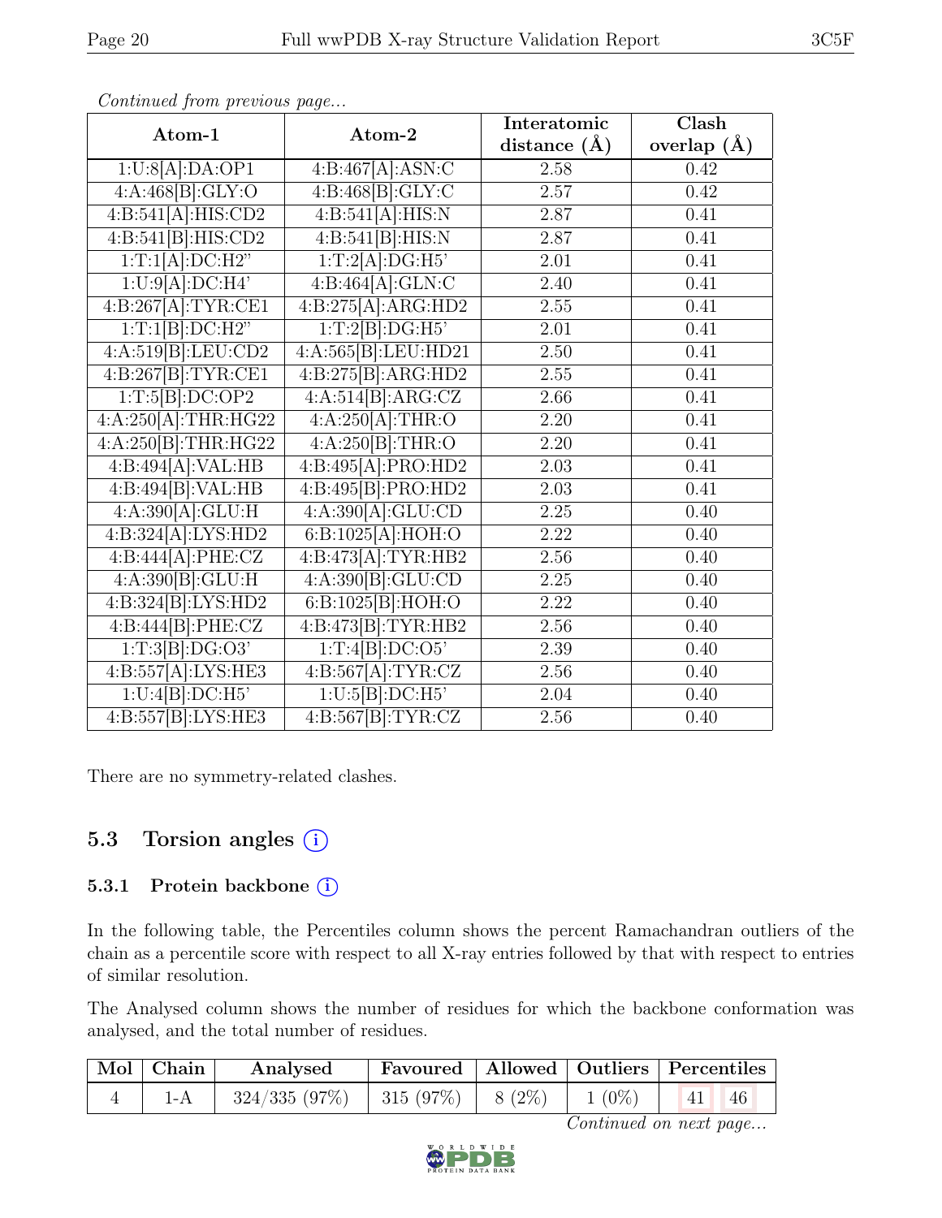*Continued from previous page...*

| Atom-1 | Atom-2 | Interatomic distance (Å) | Clash overlap (Å) |
|---|---|---|---|
| 1:U:8[A]:DA:OP1 | 4:B:467[A]:ASN:C | 2.58 | 0.42 |
| 4:A:468[B]:GLY:O | 4:B:468[B]:GLY:C | 2.57 | 0.42 |
| 4:B:541[A]:HIS:CD2 | 4:B:541[A]:HIS:N | 2.87 | 0.41 |
| 4:B:541[B]:HIS:CD2 | 4:B:541[B]:HIS:N | 2.87 | 0.41 |
| 1:T:1[A]:DC:H2" | 1:T:2[A]:DG:H5' | 2.01 | 0.41 |
| 1:U:9[A]:DC:H4' | 4:B:464[A]:GLN:C | 2.40 | 0.41 |
| 4:B:267[A]:TYR:CE1 | 4:B:275[A]:ARG:HD2 | 2.55 | 0.41 |
| 1:T:1[B]:DC:H2" | 1:T:2[B]:DG:H5' | 2.01 | 0.41 |
| 4:A:519[B]:LEU:CD2 | 4:A:565[B]:LEU:HD21 | 2.50 | 0.41 |
| 4:B:267[B]:TYR:CE1 | 4:B:275[B]:ARG:HD2 | 2.55 | 0.41 |
| 1:T:5[B]:DC:OP2 | 4:A:514[B]:ARG:CZ | 2.66 | 0.41 |
| 4:A:250[A]:THR:HG22 | 4:A:250[A]:THR:O | 2.20 | 0.41 |
| 4:A:250[B]:THR:HG22 | 4:A:250[B]:THR:O | 2.20 | 0.41 |
| 4:B:494[A]:VAL:HB | 4:B:495[A]:PRO:HD2 | 2.03 | 0.41 |
| 4:B:494[B]:VAL:HB | 4:B:495[B]:PRO:HD2 | 2.03 | 0.41 |
| 4:A:390[A]:GLU:H | 4:A:390[A]:GLU:CD | 2.25 | 0.40 |
| 4:B:324[A]:LYS:HD2 | 6:B:1025[A]:HOH:O | 2.22 | 0.40 |
| 4:B:444[A]:PHE:CZ | 4:B:473[A]:TYR:HB2 | 2.56 | 0.40 |
| 4:A:390[B]:GLU:H | 4:A:390[B]:GLU:CD | 2.25 | 0.40 |
| 4:B:324[B]:LYS:HD2 | 6:B:1025[B]:HOH:O | 2.22 | 0.40 |
| 4:B:444[B]:PHE:CZ | 4:B:473[B]:TYR:HB2 | 2.56 | 0.40 |
| 1:T:3[B]:DG:O3' | 1:T:4[B]:DC:O5' | 2.39 | 0.40 |
| 4:B:557[A]:LYS:HE3 | 4:B:567[A]:TYR:CZ | 2.56 | 0.40 |
| 1:U:4[B]:DC:H5' | 1:U:5[B]:DC:H5' | 2.04 | 0.40 |
| 4:B:557[B]:LYS:HE3 | 4:B:567[B]:TYR:CZ | 2.56 | 0.40 |

There are no symmetry-related clashes.

## 5.3 Torsion angles

### 5.3.1 Protein backbone

In the following table, the Percentiles column shows the percent Ramachandran outliers of the chain as a percentile score with respect to all X-ray entries followed by that with respect to entries of similar resolution.

The Analysed column shows the number of residues for which the backbone conformation was analysed, and the total number of residues.

| Mol | Chain | Analysed | Favoured | Allowed | Outliers | Percentiles | |
|---|---|---|---|---|---|---|---|
| 4 | 1-A | 324/335 (97%) | 315 (97%) | 8 (2%) | 1 (0%) | 41 | 46 |

*Continued on next page...*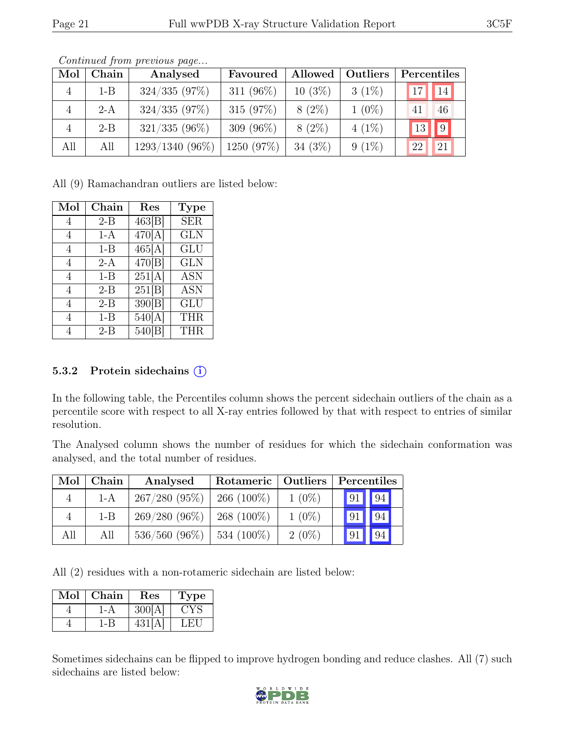*Continued from previous page...*

| Mol | Chain | Analysed | Favoured | Allowed | Outliers | Percentiles | |
|---|---|---|---|---|---|---|---|
| 4 | 1-B | 324/335 (97%) | 311 (96%) | 10 (3%) | 3 (1%) | 17 | 14 |
| 4 | 2-A | 324/335 (97%) | 315 (97%) | 8 (2%) | 1 (0%) | 41 | 46 |
| 4 | 2-B | 321/335 (96%) | 309 (96%) | 8 (2%) | 4 (1%) | 13 | 9 |
| All | All | 1293/1340 (96%) | 1250 (97%) | 34 (3%) | 9 (1%) | 22 | 21 |

All (9) Ramachandran outliers are listed below:

| Mol | Chain | Res | Type |
|---|---|---|---|
| 4 | 2-B | 463[B] | SER |
| 4 | 1-A | 470[A] | GLN |
| 4 | 1-B | 465[A] | GLU |
| 4 | 2-A | 470[B] | GLN |
| 4 | 1-B | 251[A] | ASN |
| 4 | 2-B | 251[B] | ASN |
| 4 | 2-B | 390[B] | GLU |
| 4 | 1-B | 540[A] | THR |
| 4 | 2-B | 540[B] | THR |

### 5.3.2 Protein sidechains

In the following table, the Percentiles column shows the percent sidechain outliers of the chain as a percentile score with respect to all X-ray entries followed by that with respect to entries of similar resolution.

The Analysed column shows the number of residues for which the sidechain conformation was analysed, and the total number of residues.

| Mol | Chain | Analysed | Rotameric | Outliers | Percentiles | |
|---|---|---|---|---|---|---|
| 4 | 1-A | 267/280 (95%) | 266 (100%) | 1 (0%) | 91 | 94 |
| 4 | 1-B | 269/280 (96%) | 268 (100%) | 1 (0%) | 91 | 94 |
| All | All | 536/560 (96%) | 534 (100%) | 2 (0%) | 91 | 94 |

All (2) residues with a non-rotameric sidechain are listed below:

| Mol | Chain | Res | Type |
|---|---|---|---|
| 4 | 1-A | 300[A] | CYS |
| 4 | 1-B | 431[A] | LEU |

Sometimes sidechains can be flipped to improve hydrogen bonding and reduce clashes. All (7) such sidechains are listed below: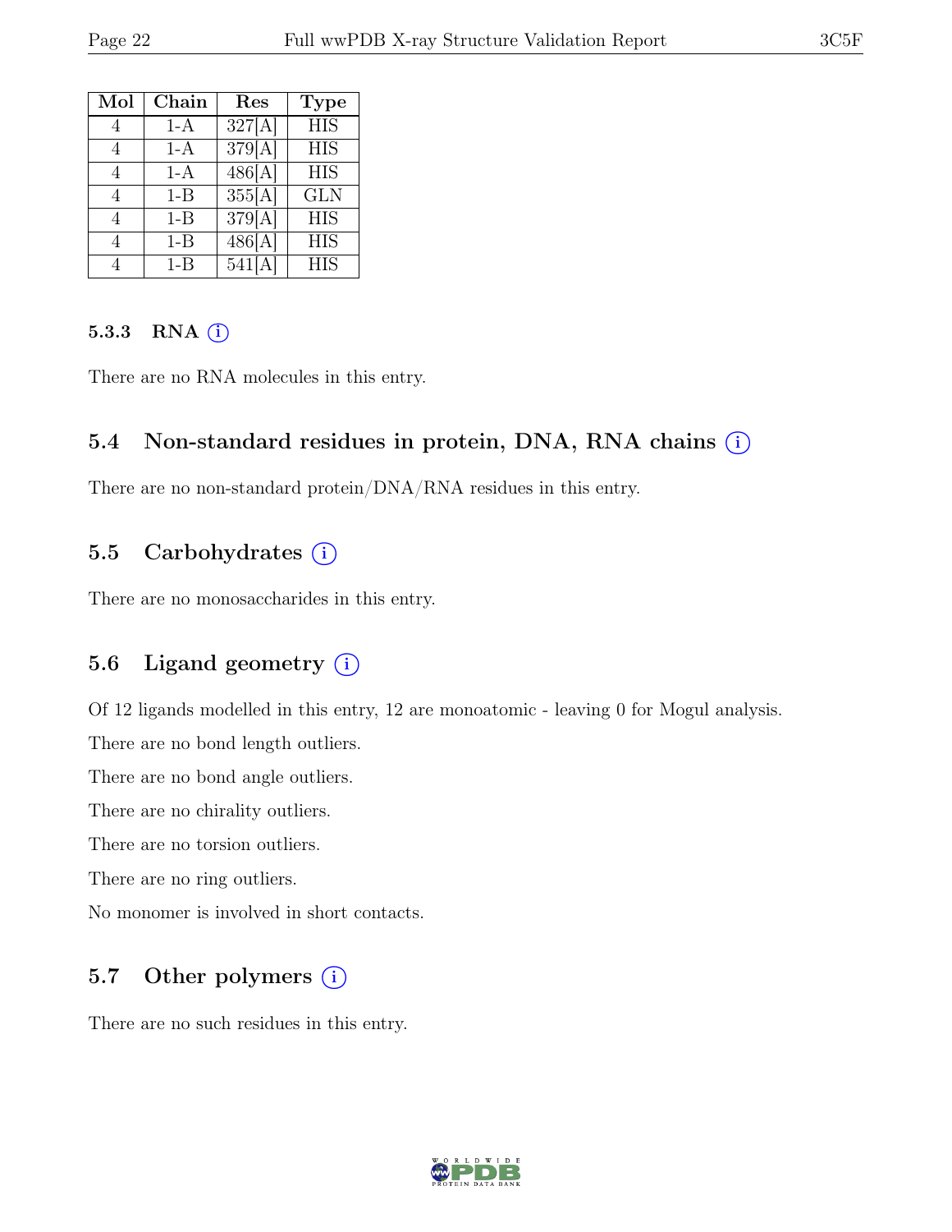| Mol | Chain | Res | Type |
|---|---|---|---|
| 4 | 1-A | 327[A] | HIS |
| 4 | 1-A | 379[A] | HIS |
| 4 | 1-A | 486[A] | HIS |
| 4 | 1-B | 355[A] | GLN |
| 4 | 1-B | 379[A] | HIS |
| 4 | 1-B | 486[A] | HIS |
| 4 | 1-B | 541[A] | HIS |

#### 5.3.3 RNA (i)

There are no RNA molecules in this entry.

### 5.4 Non-standard residues in protein, DNA, RNA chains (i)

There are no non-standard protein/DNA/RNA residues in this entry.

### 5.5 Carbohydrates (i)

There are no monosaccharides in this entry.

### 5.6 Ligand geometry (i)

Of 12 ligands modelled in this entry, 12 are monoatomic - leaving 0 for Mogul analysis.

There are no bond length outliers.

There are no bond angle outliers.

There are no chirality outliers.

There are no torsion outliers.

There are no ring outliers.

No monomer is involved in short contacts.

### 5.7 Other polymers (i)

There are no such residues in this entry.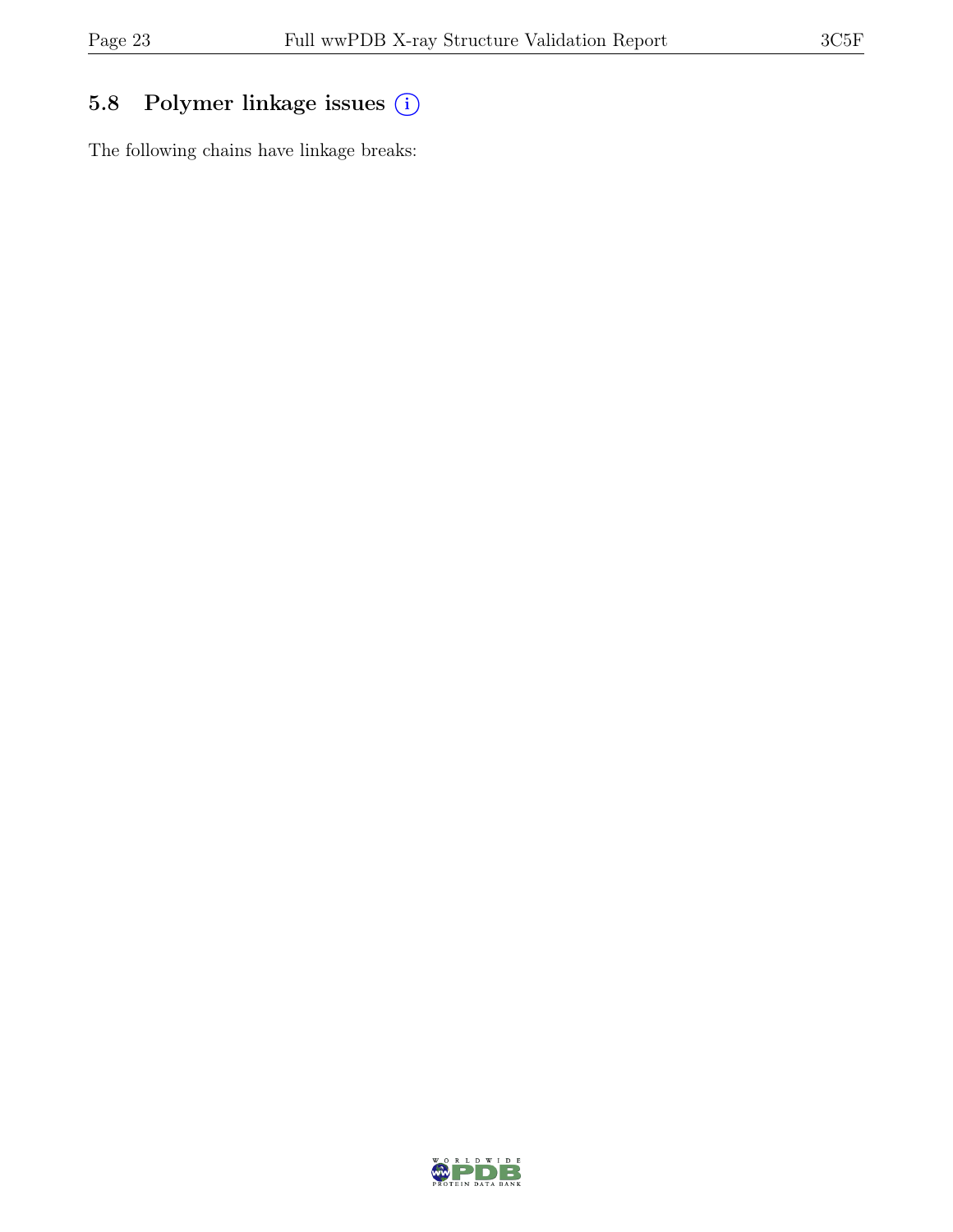## 5.8 Polymer linkage issues (i)

The following chains have linkage breaks: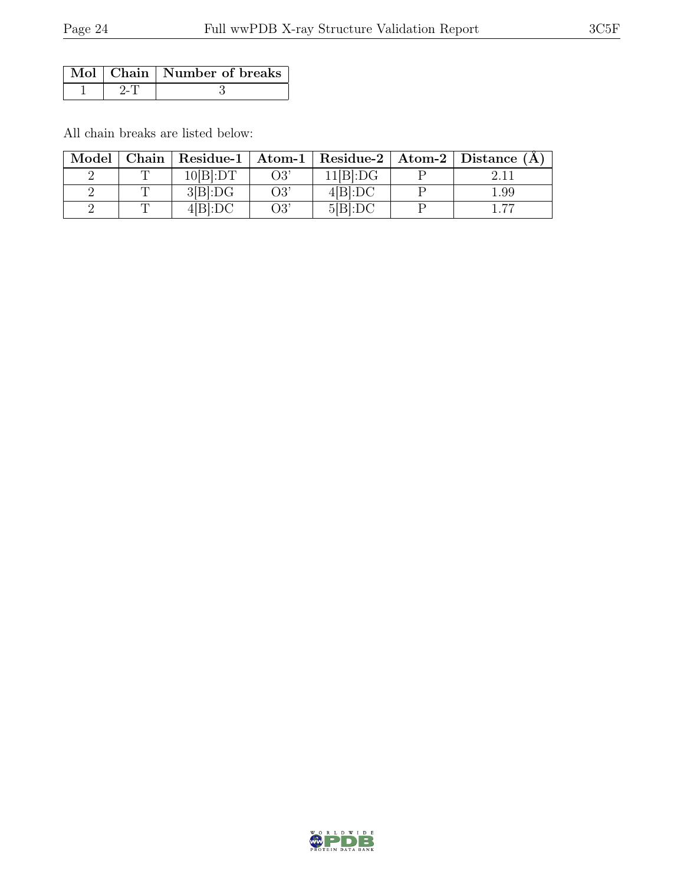| Mol | Chain | Number of breaks |
|---|---|---|
| 1 | 2-T | 3 |

All chain breaks are listed below:

| Model | Chain | Residue-1 | Atom-1 | Residue-2 | Atom-2 | Distance (Å) |
|---|---|---|---|---|---|---|
| 2 | T | 10[B]:DT | O3' | 11[B]:DG | P | 2.11 |
| 2 | T | 3[B]:DG | O3' | 4[B]:DC | P | 1.99 |
| 2 | T | 4[B]:DC | O3' | 5[B]:DC | P | 1.77 |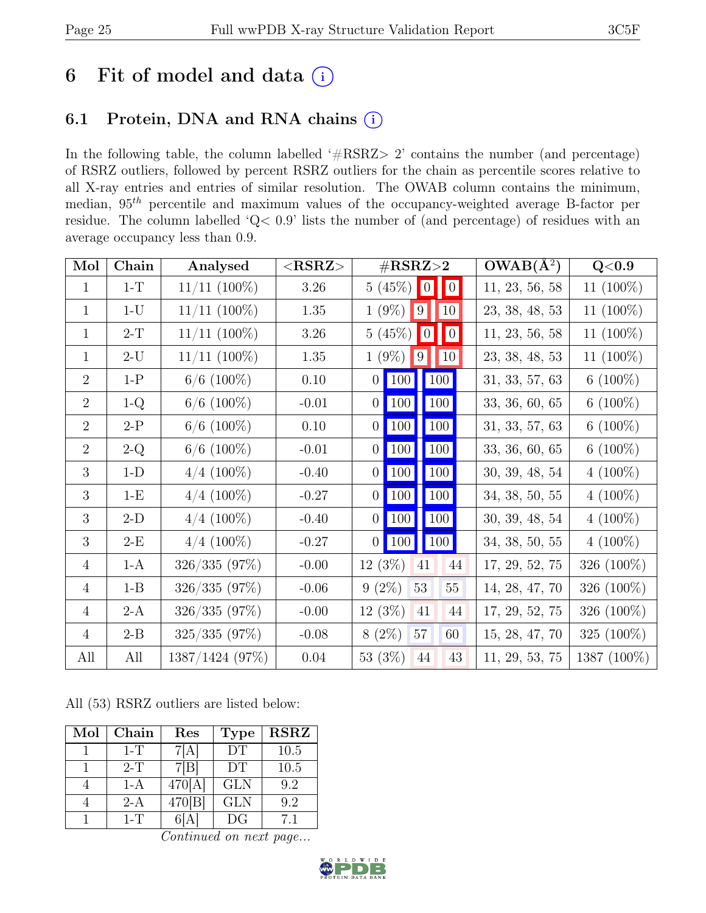# 6 Fit of model and data (i)

## 6.1 Protein, DNA and RNA chains (i)

In the following table, the column labelled '#RSRZ> 2' contains the number (and percentage) of RSRZ outliers, followed by percent RSRZ outliers for the chain as percentile scores relative to all X-ray entries and entries of similar resolution. The OWAB column contains the minimum, median, $95^{th}$ percentile and maximum values of the occupancy-weighted average B-factor per residue. The column labelled 'Q< 0.9' lists the number of (and percentage) of residues with an average occupancy less than 0.9.

| Mol | Chain | Analysed | <RSRZ> | #RSRZ>2 | | | OWAB(Å$^2$) | Q<0.9 |
|---|---|---|---|---|---|---|---|---|
| 1 | 1-T | 11/11 (100%) | 3.26 | 5 (45%) | 0 | 0 | 11, 23, 56, 58 | 11 (100%) |
| 1 | 1-U | 11/11 (100%) | 1.35 | 1 (9%) | 9 | 10 | 23, 38, 48, 53 | 11 (100%) |
| 1 | 2-T | 11/11 (100%) | 3.26 | 5 (45%) | 0 | 0 | 11, 23, 56, 58 | 11 (100%) |
| 1 | 2-U | 11/11 (100%) | 1.35 | 1 (9%) | 9 | 10 | 23, 38, 48, 53 | 11 (100%) |
| 2 | 1-P | 6/6 (100%) | 0.10 | 0 | 100 | 100 | 31, 33, 57, 63 | 6 (100%) |
| 2 | 1-Q | 6/6 (100%) | -0.01 | 0 | 100 | 100 | 33, 36, 60, 65 | 6 (100%) |
| 2 | 2-P | 6/6 (100%) | 0.10 | 0 | 100 | 100 | 31, 33, 57, 63 | 6 (100%) |
| 2 | 2-Q | 6/6 (100%) | -0.01 | 0 | 100 | 100 | 33, 36, 60, 65 | 6 (100%) |
| 3 | 1-D | 4/4 (100%) | -0.40 | 0 | 100 | 100 | 30, 39, 48, 54 | 4 (100%) |
| 3 | 1-E | 4/4 (100%) | -0.27 | 0 | 100 | 100 | 34, 38, 50, 55 | 4 (100%) |
| 3 | 2-D | 4/4 (100%) | -0.40 | 0 | 100 | 100 | 30, 39, 48, 54 | 4 (100%) |
| 3 | 2-E | 4/4 (100%) | -0.27 | 0 | 100 | 100 | 34, 38, 50, 55 | 4 (100%) |
| 4 | 1-A | 326/335 (97%) | -0.00 | 12 (3%) | 41 | 44 | 17, 29, 52, 75 | 326 (100%) |
| 4 | 1-B | 326/335 (97%) | -0.06 | 9 (2%) | 53 | 55 | 14, 28, 47, 70 | 326 (100%) |
| 4 | 2-A | 326/335 (97%) | -0.00 | 12 (3%) | 41 | 44 | 17, 29, 52, 75 | 326 (100%) |
| 4 | 2-B | 325/335 (97%) | -0.08 | 8 (2%) | 57 | 60 | 15, 28, 47, 70 | 325 (100%) |
| All | All | 1387/1424 (97%) | 0.04 | 53 (3%) | 44 | 43 | 11, 29, 53, 75 | 1387 (100%) |

All (53) RSRZ outliers are listed below:

| Mol | Chain | Res | Type | RSRZ |
|---|---|---|---|---|
| 1 | 1-T | 7[A] | DT | 10.5 |
| 1 | 2-T | 7[B] | DT | 10.5 |
| 4 | 1-A | 470[A] | GLN | 9.2 |
| 4 | 2-A | 470[B] | GLN | 9.2 |
| 1 | 1-T | 6[A] | DG | 7.1 |

*Continued on next page...*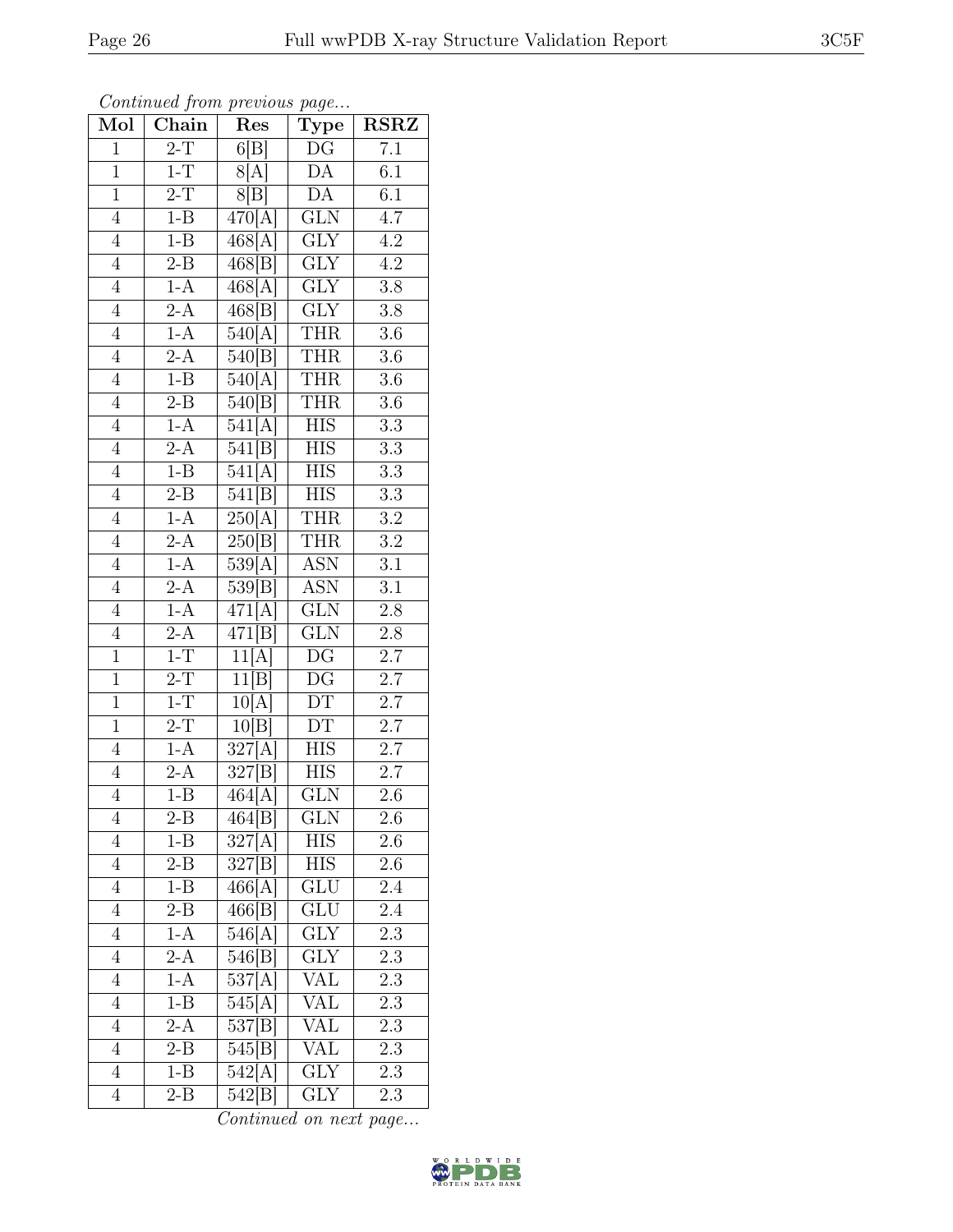*Continued from previous page...*

| Mol | Chain | Res | Type | RSRZ |
|---|---|---|---|---|
| 1 | 2-T | 6[B] | DG | 7.1 |
| 1 | 1-T | 8[A] | DA | 6.1 |
| 1 | 2-T | 8[B] | DA | 6.1 |
| 4 | 1-B | 470[A] | GLN | 4.7 |
| 4 | 1-B | 468[A] | GLY | 4.2 |
| 4 | 2-B | 468[B] | GLY | 4.2 |
| 4 | 1-A | 468[A] | GLY | 3.8 |
| 4 | 2-A | 468[B] | GLY | 3.8 |
| 4 | 1-A | 540[A] | THR | 3.6 |
| 4 | 2-A | 540[B] | THR | 3.6 |
| 4 | 1-B | 540[A] | THR | 3.6 |
| 4 | 2-B | 540[B] | THR | 3.6 |
| 4 | 1-A | 541[A] | HIS | 3.3 |
| 4 | 2-A | 541[B] | HIS | 3.3 |
| 4 | 1-B | 541[A] | HIS | 3.3 |
| 4 | 2-B | 541[B] | HIS | 3.3 |
| 4 | 1-A | 250[A] | THR | 3.2 |
| 4 | 2-A | 250[B] | THR | 3.2 |
| 4 | 1-A | 539[A] | ASN | 3.1 |
| 4 | 2-A | 539[B] | ASN | 3.1 |
| 4 | 1-A | 471[A] | GLN | 2.8 |
| 4 | 2-A | 471[B] | GLN | 2.8 |
| 1 | 1-T | 11[A] | DG | 2.7 |
| 1 | 2-T | 11[B] | DG | 2.7 |
| 1 | 1-T | 10[A] | DT | 2.7 |
| 1 | 2-T | 10[B] | DT | 2.7 |
| 4 | 1-A | 327[A] | HIS | 2.7 |
| 4 | 2-A | 327[B] | HIS | 2.7 |
| 4 | 1-B | 464[A] | GLN | 2.6 |
| 4 | 2-B | 464[B] | GLN | 2.6 |
| 4 | 1-B | 327[A] | HIS | 2.6 |
| 4 | 2-B | 327[B] | HIS | 2.6 |
| 4 | 1-B | 466[A] | GLU | 2.4 |
| 4 | 2-B | 466[B] | GLU | 2.4 |
| 4 | 1-A | 546[A] | GLY | 2.3 |
| 4 | 2-A | 546[B] | GLY | 2.3 |
| 4 | 1-A | 537[A] | VAL | 2.3 |
| 4 | 1-B | 545[A] | VAL | 2.3 |
| 4 | 2-A | 537[B] | VAL | 2.3 |
| 4 | 2-B | 545[B] | VAL | 2.3 |
| 4 | 1-B | 542[A] | GLY | 2.3 |
| 4 | 2-B | 542[B] | GLY | 2.3 |

*Continued on next page...*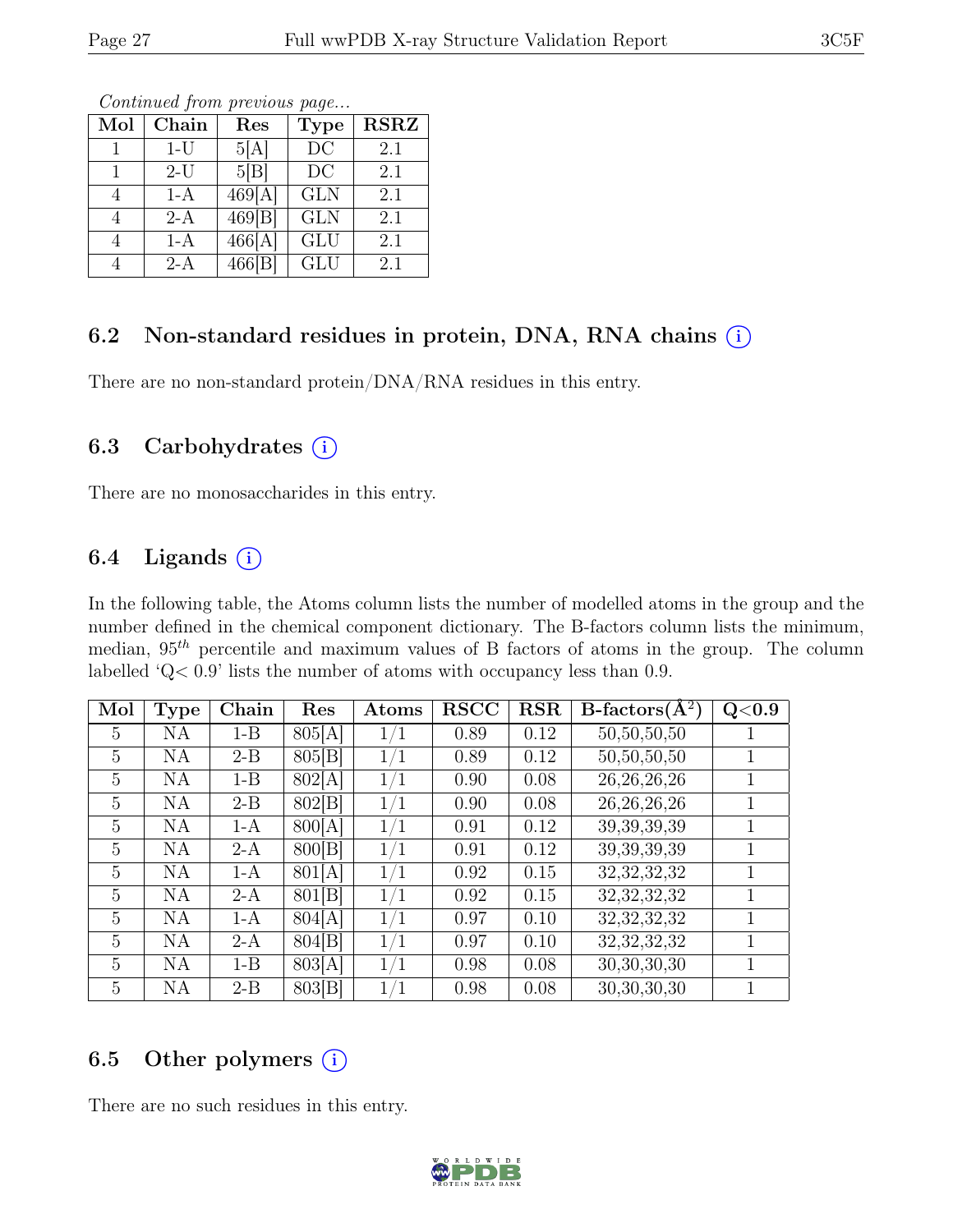*Continued from previous page...*

| Mol | Chain | Res | Type | RSRZ |
|---|---|---|---|---|
| 1 | 1-U | 5[A] | DC | 2.1 |
| 1 | 2-U | 5[B] | DC | 2.1 |
| 4 | 1-A | 469[A] | GLN | 2.1 |
| 4 | 2-A | 469[B] | GLN | 2.1 |
| 4 | 1-A | 466[A] | GLU | 2.1 |
| 4 | 2-A | 466[B] | GLU | 2.1 |

## 6.2 Non-standard residues in protein, DNA, RNA chains (i)

There are no non-standard protein/DNA/RNA residues in this entry.

## 6.3 Carbohydrates (i)

There are no monosaccharides in this entry.

## 6.4 Ligands (i)

In the following table, the Atoms column lists the number of modelled atoms in the group and the number defined in the chemical component dictionary. The B-factors column lists the minimum, median, $95^{th}$ percentile and maximum values of B factors of atoms in the group. The column labelled 'Q< 0.9' lists the number of atoms with occupancy less than 0.9.

| Mol | Type | Chain | Res | Atoms | RSCC | RSR | B-factors($Å^2$) | Q<0.9 |
|---|---|---|---|---|---|---|---|---|
| 5 | NA | 1-B | 805[A] | 1/1 | 0.89 | 0.12 | 50,50,50,50 | 1 |
| 5 | NA | 2-B | 805[B] | 1/1 | 0.89 | 0.12 | 50,50,50,50 | 1 |
| 5 | NA | 1-B | 802[A] | 1/1 | 0.90 | 0.08 | 26,26,26,26 | 1 |
| 5 | NA | 2-B | 802[B] | 1/1 | 0.90 | 0.08 | 26,26,26,26 | 1 |
| 5 | NA | 1-A | 800[A] | 1/1 | 0.91 | 0.12 | 39,39,39,39 | 1 |
| 5 | NA | 2-A | 800[B] | 1/1 | 0.91 | 0.12 | 39,39,39,39 | 1 |
| 5 | NA | 1-A | 801[A] | 1/1 | 0.92 | 0.15 | 32,32,32,32 | 1 |
| 5 | NA | 2-A | 801[B] | 1/1 | 0.92 | 0.15 | 32,32,32,32 | 1 |
| 5 | NA | 1-A | 804[A] | 1/1 | 0.97 | 0.10 | 32,32,32,32 | 1 |
| 5 | NA | 2-A | 804[B] | 1/1 | 0.97 | 0.10 | 32,32,32,32 | 1 |
| 5 | NA | 1-B | 803[A] | 1/1 | 0.98 | 0.08 | 30,30,30,30 | 1 |
| 5 | NA | 2-B | 803[B] | 1/1 | 0.98 | 0.08 | 30,30,30,30 | 1 |

## 6.5 Other polymers (i)

There are no such residues in this entry.